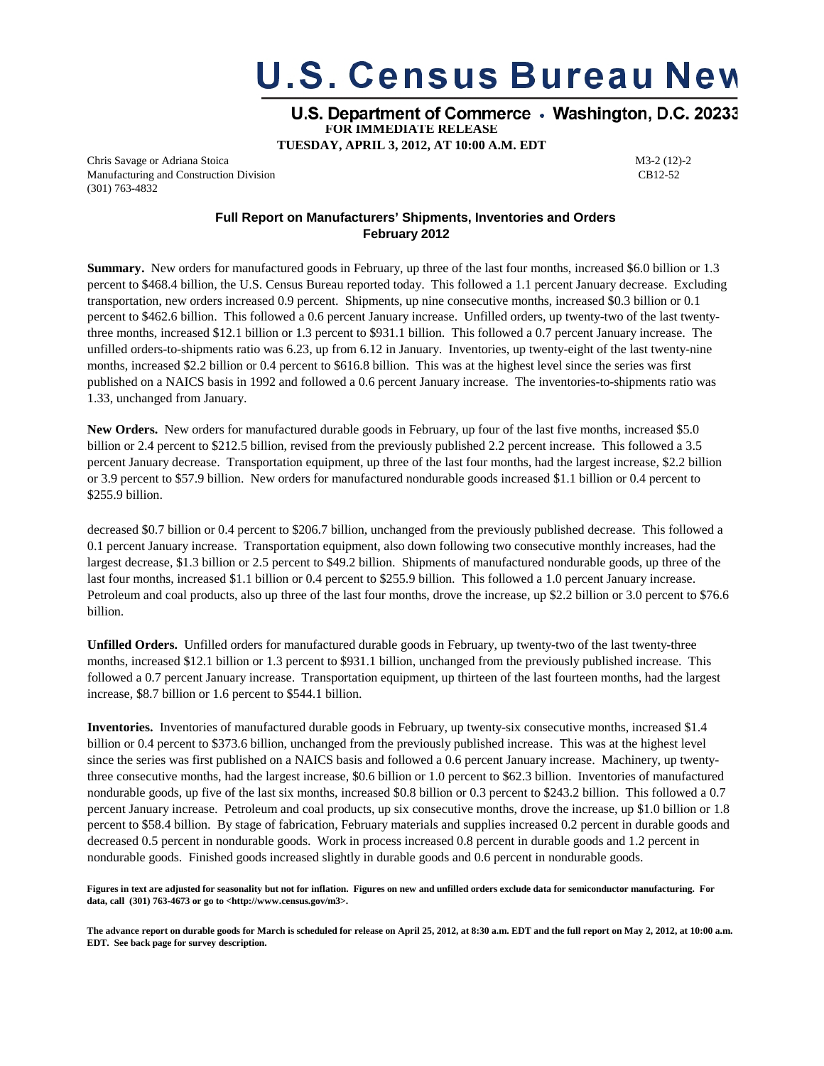# U.S. Census Bureau New

**U.S. Department of Commerce • Washington, D.C. 20233**

**FOR IMMEDIATE RELEASE**
**TUESDAY, APRIL 3, 2012, AT 10:00 A.M. EDT**

Chris Savage or Adriana Stoica
Manufacturing and Construction Division
(301) 763-4832

M3-2 (12)-2
CB12-52

## Full Report on Manufacturers' Shipments, Inventories and Orders February 2012

**Summary.** New orders for manufactured goods in February, up three of the last four months, increased $6.0 billion or 1.3 percent to $468.4 billion, the U.S. Census Bureau reported today. This followed a 1.1 percent January decrease. Excluding transportation, new orders increased 0.9 percent. Shipments, up nine consecutive months, increased $0.3 billion or 0.1 percent to $462.6 billion. This followed a 0.6 percent January increase. Unfilled orders, up twenty-two of the last twenty-three months, increased $12.1 billion or 1.3 percent to $931.1 billion. This followed a 0.7 percent January increase. The unfilled orders-to-shipments ratio was 6.23, up from 6.12 in January. Inventories, up twenty-eight of the last twenty-nine months, increased $2.2 billion or 0.4 percent to $616.8 billion. This was at the highest level since the series was first published on a NAICS basis in 1992 and followed a 0.6 percent January increase. The inventories-to-shipments ratio was 1.33, unchanged from January.

**New Orders.** New orders for manufactured durable goods in February, up four of the last five months, increased $5.0 billion or 2.4 percent to $212.5 billion, revised from the previously published 2.2 percent increase. This followed a 3.5 percent January decrease. Transportation equipment, up three of the last four months, had the largest increase, $2.2 billion or 3.9 percent to $57.9 billion. New orders for manufactured nondurable goods increased $1.1 billion or 0.4 percent to $255.9 billion.

decreased $0.7 billion or 0.4 percent to $206.7 billion, unchanged from the previously published decrease. This followed a 0.1 percent January increase. Transportation equipment, also down following two consecutive monthly increases, had the largest decrease, $1.3 billion or 2.5 percent to $49.2 billion. Shipments of manufactured nondurable goods, up three of the last four months, increased $1.1 billion or 0.4 percent to $255.9 billion. This followed a 1.0 percent January increase. Petroleum and coal products, also up three of the last four months, drove the increase, up $2.2 billion or 3.0 percent to $76.6 billion.

**Unfilled Orders.** Unfilled orders for manufactured durable goods in February, up twenty-two of the last twenty-three months, increased $12.1 billion or 1.3 percent to $931.1 billion, unchanged from the previously published increase. This followed a 0.7 percent January increase. Transportation equipment, up thirteen of the last fourteen months, had the largest increase, $8.7 billion or 1.6 percent to $544.1 billion.

**Inventories.** Inventories of manufactured durable goods in February, up twenty-six consecutive months, increased $1.4 billion or 0.4 percent to $373.6 billion, unchanged from the previously published increase. This was at the highest level since the series was first published on a NAICS basis and followed a 0.6 percent January increase. Machinery, up twenty-three consecutive months, had the largest increase, $0.6 billion or 1.0 percent to $62.3 billion. Inventories of manufactured nondurable goods, up five of the last six months, increased $0.8 billion or 0.3 percent to $243.2 billion. This followed a 0.7 percent January increase. Petroleum and coal products, up six consecutive months, drove the increase, up $1.0 billion or 1.8 percent to $58.4 billion. By stage of fabrication, February materials and supplies increased 0.2 percent in durable goods and decreased 0.5 percent in nondurable goods. Work in process increased 0.8 percent in durable goods and 1.2 percent in nondurable goods. Finished goods increased slightly in durable goods and 0.6 percent in nondurable goods.

**Figures in text are adjusted for seasonality but not for inflation. Figures on new and unfilled orders exclude data for semiconductor manufacturing. For data, call (301) 763-4673 or go to <http://www.census.gov/m3>.**

**The advance report on durable goods for March is scheduled for release on April 25, 2012, at 8:30 a.m. EDT and the full report on May 2, 2012, at 10:00 a.m. EDT. See back page for survey description.**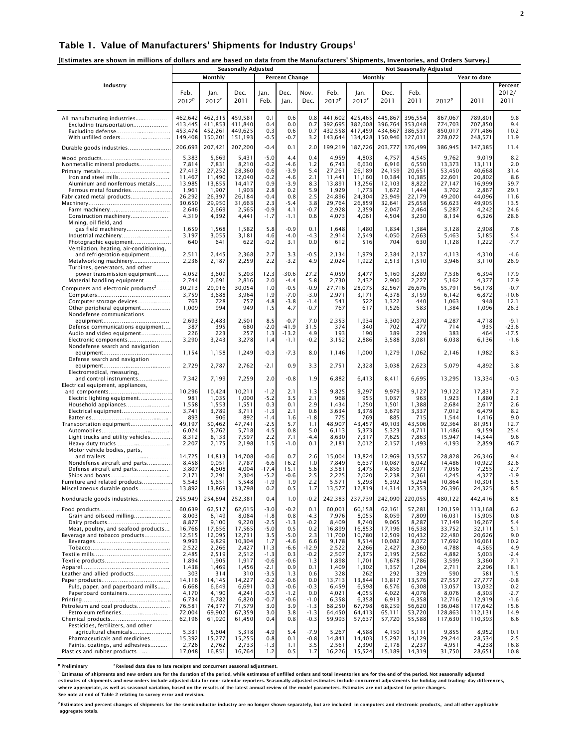## Table 1. Value of Manufacturers' Shipments for Industry Groups[1]

**[Estimates are shown in millions of dollars and are based on data from the Manufacturers' Shipments, Inventories, and Orders Survey.]**

| Industry | Seasonally Adjusted | | | | | | Not Seasonally Adjusted | | | | | | |
|---|---|---|---|---|---|---|---|---|---|---|---|---|---|
| | Monthly | | | Percent Change | | | Monthly | | | | Year to date | | |
| | Feb. 2012[p] | Jan. 2012[r] | Dec. 2011 | Jan. - Feb. | Dec. - Jan. | Nov. - Dec. | Feb. 2012[p] | Jan. 2012[r] | Dec. 2011 | Feb. 2011 | 2012[p] | 2011 | Percent 2012/ 2011 |
| All manufacturing industries | 462,642 | 462,315 | 459,581 | 0.1 | 0.6 | 0.8 | 441,602 | 425,465 | 445,867 | 396,554 | 867,067 | 789,801 | 9.8 |
| Excluding transportation | 413,445 | 411,853 | 411,840 | 0.4 | 0.0 | 0.7 | 392,695 | 382,008 | 396,764 | 353,048 | 774,703 | 707,850 | 9.4 |
| Excluding defense | 453,474 | 452,261 | 449,625 | 0.3 | 0.6 | 0.7 | 432,558 | 417,459 | 434,667 | 386,537 | 850,017 | 771,486 | 10.2 |
| With unfilled orders | 149,408 | 150,201 | 151,193 | -0.5 | -0.7 | 3.2 | 143,644 | 134,428 | 150,946 | 127,011 | 278,072 | 248,571 | 11.9 |
| Durable goods industries | 206,693 | 207,421 | 207,200 | -0.4 | 0.1 | 2.0 | 199,219 | 187,726 | 203,777 | 176,499 | 386,945 | 347,385 | 11.4 |
| Wood products | 5,383 | 5,669 | 5,431 | -5.0 | 4.4 | 0.4 | 4,959 | 4,803 | 4,757 | 4,545 | 9,762 | 9,019 | 8.2 |
| Nonmetallic mineral products | 7,814 | 7,831 | 8,210 | -0.2 | -4.6 | 1.2 | 6,743 | 6,630 | 6,916 | 6,550 | 13,373 | 13,111 | 2.0 |
| Primary metals | 27,413 | 27,252 | 28,360 | 0.6 | -3.9 | 5.4 | 27,261 | 26,189 | 24,159 | 20,651 | 53,450 | 40,668 | 31.4 |
| Iron and steel mills | 11,467 | 11,490 | 12,040 | -0.2 | -4.6 | 2.1 | 11,441 | 11,160 | 10,384 | 10,385 | 22,601 | 20,802 | 8.6 |
| Aluminum and nonferrous metals | 13,985 | 13,855 | 14,417 | 0.9 | -3.9 | 8.3 | 13,891 | 13,256 | 12,103 | 8,822 | 27,147 | 16,999 | 59.7 |
| Ferrous metal foundries | 1,961 | 1,907 | 1,903 | 2.8 | 0.2 | 5.9 | 1,929 | 1,773 | 1,672 | 1,444 | 3,702 | 2,867 | 29.1 |
| Fabricated metal products | 26,292 | 26,397 | 26,184 | -0.4 | 0.8 | 2.5 | 24,896 | 24,304 | 23,949 | 22,179 | 49,200 | 44,096 | 11.6 |
| Machinery | 30,650 | 29,950 | 31,663 | 2.3 | -5.4 | 3.8 | 29,764 | 26,859 | 32,641 | 25,658 | 56,623 | 49,905 | 13.5 |
| Farm machinery | 2,646 | 2,669 | 2,565 | -0.9 | 4.1 | -0.7 | 2,928 | 2,359 | 2,047 | 2,464 | 5,287 | 4,242 | 24.6 |
| Construction machinery | 4,319 | 4,392 | 4,441 | -1.7 | -1.1 | 0.6 | 4,073 | 4,061 | 4,504 | 3,230 | 8,134 | 6,326 | 28.6 |
| Mining, oil field, and gas field machinery | 1,659 | 1,568 | 1,582 | 5.8 | -0.9 | 0.1 | 1,648 | 1,480 | 1,834 | 1,384 | 3,128 | 2,908 | 7.6 |
| Industrial machinery | 3,197 | 3,055 | 3,181 | 4.6 | -4.0 | -4.3 | 2,914 | 2,549 | 4,050 | 2,663 | 5,463 | 5,185 | 5.4 |
| Photographic equipment | 640 | 641 | 622 | -0.2 | 3.1 | 0.0 | 612 | 516 | 704 | 630 | 1,128 | 1,222 | -7.7 |
| Ventilation, heating, air-conditioning, and refrigeration equipment | 2,511 | 2,445 | 2,368 | 2.7 | 3.3 | -0.5 | 2,134 | 1,979 | 2,384 | 2,137 | 4,113 | 4,310 | -4.6 |
| Metalworking machinery | 2,236 | 2,187 | 2,259 | 2.2 | -3.2 | 4.9 | 2,024 | 1,922 | 2,513 | 1,510 | 3,946 | 3,110 | 26.9 |
| Turbines, generators, and other power transmission equipment | 4,052 | 3,609 | 5,203 | 12.3 | -30.6 | 27.2 | 4,059 | 3,477 | 5,160 | 3,289 | 7,536 | 6,394 | 17.9 |
| Material handling equipment | 2,744 | 2,691 | 2,816 | 2.0 | -4.4 | 5.8 | 2,730 | 2,432 | 2,900 | 2,227 | 5,162 | 4,377 | 17.9 |
| Computers and electronic products[2] | 30,213 | 29,916 | 30,054 | 1.0 | -0.5 | -0.9 | 27,716 | 28,075 | 32,567 | 26,676 | 55,791 | 56,178 | -0.7 |
| Computers | 3,759 | 3,688 | 3,964 | 1.9 | -7.0 | -3.0 | 2,971 | 3,171 | 4,378 | 3,159 | 6,142 | 6,872 | -10.6 |
| Computer storage devices | 763 | 728 | 757 | 4.8 | -3.8 | -1.4 | 541 | 522 | 1,322 | 440 | 1,063 | 948 | 12.1 |
| Other peripheral equipment | 1,009 | 994 | 949 | 1.5 | 4.7 | -0.7 | 767 | 617 | 1,526 | 583 | 1,384 | 1,096 | 26.3 |
| Nondefense communications equipment | 2,693 | 2,483 | 2,501 | 8.5 | -0.7 | 7.0 | 2,353 | 1,934 | 3,300 | 2,370 | 4,287 | 4,718 | -9.1 |
| Defense communications equipment | 387 | 395 | 680 | -2.0 | -41.9 | 31.5 | 374 | 340 | 702 | 477 | 714 | 935 | -23.6 |
| Audio and video equipment | 226 | 223 | 257 | 1.3 | -13.2 | 4.9 | 193 | 190 | 389 | 229 | 383 | 464 | -17.5 |
| Electronic components | 3,290 | 3,243 | 3,278 | 1.4 | -1.1 | -0.2 | 3,152 | 2,886 | 3,588 | 3,081 | 6,038 | 6,136 | -1.6 |
| Nondefense search and navigation equipment | 1,154 | 1,158 | 1,249 | -0.3 | -7.3 | 8.0 | 1,146 | 1,000 | 1,279 | 1,062 | 2,146 | 1,982 | 8.3 |
| Defense search and navigation equipment | 2,729 | 2,787 | 2,762 | -2.1 | 0.9 | 3.3 | 2,751 | 2,328 | 3,038 | 2,623 | 5,079 | 4,892 | 3.8 |
| Electromedical, measuring, and control instruments | 7,342 | 7,199 | 7,259 | 2.0 | -0.8 | 1.9 | 6,882 | 6,413 | 8,411 | 6,695 | 13,295 | 13,334 | -0.3 |
| Electrical equipment, appliances, and components | 10,296 | 10,424 | 10,211 | -1.2 | 2.1 | 1.3 | 9,825 | 9,297 | 9,979 | 9,127 | 19,122 | 17,831 | 7.2 |
| Electric lighting equipment | 981 | 1,035 | 1,000 | -5.2 | 3.5 | 2.1 | 968 | 955 | 1,037 | 963 | 1,923 | 1,880 | 2.3 |
| Household appliances | 1,558 | 1,553 | 1,551 | 0.3 | 0.1 | 2.9 | 1,434 | 1,250 | 1,501 | 1,388 | 2,684 | 2,617 | 2.6 |
| Electrical equipment | 3,741 | 3,789 | 3,711 | -1.3 | 2.1 | 0.6 | 3,634 | 3,378 | 3,679 | 3,337 | 7,012 | 6,479 | 8.2 |
| Batteries | 893 | 906 | 892 | -1.4 | 1.6 | -1.8 | 775 | 769 | 885 | 715 | 1,544 | 1,416 | 9.0 |
| Transportation equipment | 49,197 | 50,462 | 47,741 | -2.5 | 5.7 | 1.1 | 48,907 | 43,457 | 49,103 | 43,506 | 92,364 | 81,951 | 12.7 |
| Automobiles | 6,024 | 5,762 | 5,718 | 4.5 | 0.8 | 5.0 | 6,113 | 5,373 | 5,323 | 4,711 | 11,486 | 9,159 | 25.4 |
| Light trucks and utility vehicles | 8,312 | 8,133 | 7,597 | 2.2 | 7.1 | -4.4 | 8,630 | 7,317 | 7,625 | 7,863 | 15,947 | 14,544 | 9.6 |
| Heavy duty trucks | 2,207 | 2,175 | 2,198 | 1.5 | -1.0 | 0.1 | 2,181 | 2,012 | 2,157 | 1,493 | 4,193 | 2,859 | 46.7 |
| Motor vehicle bodies, parts, and trailers | 14,725 | 14,813 | 14,708 | -0.6 | 0.7 | 2.6 | 15,004 | 13,824 | 12,969 | 13,557 | 28,828 | 26,346 | 9.4 |
| Nondefense aircraft and parts | 8,458 | 9,051 | 7,787 | -6.6 | 16.2 | 1.0 | 7,849 | 6,637 | 10,087 | 6,042 | 14,486 | 10,922 | 32.6 |
| Defense aircraft and parts | 3,807 | 4,608 | 4,004 | -17.4 | 15.1 | 5.6 | 3,581 | 3,475 | 4,856 | 3,971 | 7,056 | 7,255 | -2.7 |
| Ships and boats | 2,171 | 2,291 | 2,304 | -5.2 | -0.6 | 2.5 | 2,225 | 2,020 | 2,238 | 2,361 | 4,245 | 4,327 | -1.9 |
| Furniture and related products | 5,543 | 5,651 | 5,548 | -1.9 | 1.9 | 2.2 | 5,571 | 5,293 | 5,392 | 5,254 | 10,864 | 10,301 | 5.5 |
| Miscellaneous durable goods | 13,892 | 13,869 | 13,798 | 0.2 | 0.5 | 1.7 | 13,577 | 12,819 | 14,314 | 12,353 | 26,396 | 24,325 | 8.5 |
| Nondurable goods industries | 255,949 | 254,894 | 252,381 | 0.4 | 1.0 | -0.2 | 242,383 | 237,739 | 242,090 | 220,055 | 480,122 | 442,416 | 8.5 |
| Food products | 60,639 | 62,517 | 62,615 | -3.0 | -0.2 | 0.1 | 60,001 | 60,158 | 62,161 | 57,281 | 120,159 | 113,168 | 6.2 |
| Grain and oilseed milling | 8,003 | 8,149 | 8,084 | -1.8 | 0.8 | -4.3 | 7,976 | 8,055 | 8,059 | 7,809 | 16,031 | 15,905 | 0.8 |
| Dairy products | 8,877 | 9,100 | 9,220 | -2.5 | -1.3 | -0.2 | 8,409 | 8,740 | 9,065 | 8,287 | 17,149 | 16,267 | 5.4 |
| Meat, poultry, and seafood products | 16,766 | 17,656 | 17,565 | -5.0 | 0.5 | 0.2 | 16,899 | 16,853 | 17,196 | 16,538 | 33,752 | 32,111 | 5.1 |
| Beverage and tobacco products | 12,515 | 12,095 | 12,731 | 3.5 | -5.0 | 2.3 | 11,700 | 10,780 | 12,509 | 10,432 | 22,480 | 20,626 | 9.0 |
| Beverages | 9,993 | 9,829 | 10,304 | 1.7 | -4.6 | 6.6 | 9,178 | 8,514 | 10,082 | 8,072 | 17,692 | 16,061 | 10.2 |
| Tobacco | 2,522 | 2,266 | 2,427 | 11.3 | -6.6 | -12.9 | 2,522 | 2,266 | 2,427 | 2,360 | 4,788 | 4,565 | 4.9 |
| Textile mills | 2,485 | 2,519 | 2,512 | -1.3 | 0.3 | -0.2 | 2,507 | 2,375 | 2,195 | 2,562 | 4,882 | 5,003 | -2.4 |
| Textile products | 1,894 | 1,905 | 1,917 | -0.6 | -0.6 | 1.3 | 1,898 | 1,701 | 1,678 | 1,786 | 3,599 | 3,360 | 7.1 |
| Apparel | 1,438 | 1,469 | 1,456 | -2.1 | 0.9 | 0.1 | 1,409 | 1,302 | 1,357 | 1,204 | 2,711 | 2,296 | 18.1 |
| Leather and allied products | 303 | 314 | 310 | -3.5 | 1.3 | 0.6 | 328 | 262 | 292 | 329 | 590 | 581 | 1.5 |
| Paper products | 14,116 | 14,145 | 14,227 | -0.2 | -0.6 | 0.0 | 13,713 | 13,844 | 13,817 | 13,576 | 27,557 | 27,777 | -0.8 |
| Pulp, paper, and paperboard mills | 6,668 | 6,649 | 6,691 | 0.3 | -0.6 | -0.3 | 6,459 | 6,598 | 6,576 | 6,308 | 13,057 | 13,032 | 0.2 |
| Paperboard containers | 4,170 | 4,190 | 4,241 | -0.5 | -1.2 | 0.0 | 4,021 | 4,055 | 4,022 | 4,076 | 8,076 | 8,303 | -2.7 |
| Printing | 6,734 | 6,782 | 6,820 | -0.7 | -0.6 | -1.0 | 6,358 | 6,358 | 6,913 | 6,358 | 12,716 | 12,919 | -1.6 |
| Petroleum and coal products | 76,581 | 74,377 | 71,579 | 3.0 | 3.9 | -1.3 | 68,250 | 67,798 | 68,259 | 56,620 | 136,048 | 117,642 | 15.6 |
| Petroleum refineries | 72,004 | 69,902 | 67,359 | 3.0 | 3.8 | -1.3 | 64,450 | 64,413 | 65,111 | 53,720 | 128,863 | 112,131 | 14.9 |
| Chemical products | 62,196 | 61,920 | 61,450 | 0.4 | 0.8 | -0.3 | 59,993 | 57,637 | 57,720 | 55,588 | 117,630 | 110,393 | 6.6 |
| Pesticides, fertilizers, and other agricultural chemicals | 5,331 | 5,604 | 5,318 | -4.9 | 5.4 | -7.9 | 5,267 | 4,588 | 4,150 | 5,111 | 9,855 | 8,952 | 10.1 |
| Pharmaceuticals and medicines | 15,392 | 15,277 | 15,255 | 0.8 | 0.1 | -0.8 | 14,841 | 14,403 | 15,292 | 14,129 | 29,244 | 28,534 | 2.5 |
| Paints, coatings, and adhesives | 2,726 | 2,762 | 2,733 | -1.3 | 1.1 | 3.5 | 2,561 | 2,390 | 2,178 | 2,237 | 4,951 | 4,238 | 16.8 |
| Plastics and rubber products | 17,048 | 16,851 | 16,764 | 1.2 | 0.5 | 1.7 | 16,226 | 15,524 | 15,189 | 14,319 | 31,750 | 28,651 | 10.8 |

[p] Preliminary  [r] Revised data due to late receipts and concurrent seasonal adjustment.

[1] Estimates of shipments and new orders are for the duration of the period, while estimates of unfilled orders and total inventories are for the end of the period. Not seasonally adjusted estimates of shipments and new orders include adjusted data for non- calendar reporters. Seasonally adjusted estimates include concurrent adjustments for holiday and trading- day differences, where appropriate, as well as seasonal variation, based on the results of the latest annual review of the model parameters. Estimates are not adjusted for price changes. See note at end of Table 2 relating to survey error and revision.

[2] Estimates and percent changes of shipments for the semiconductor industry are no longer shown separately, but are included in computers and electronic products, and all other applicable aggregate totals.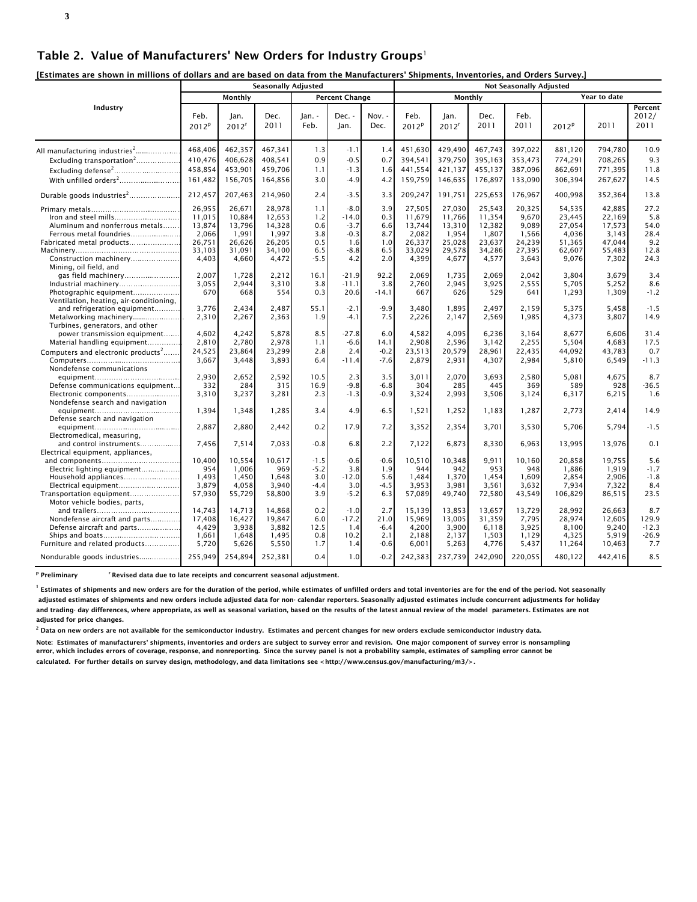## Table 2. Value of Manufacturers' New Orders for Industry Groups[1]

**[Estimates are shown in millions of dollars and are based on data from the Manufacturers' Shipments, Inventories, and Orders Survey.]**

| Industry | Seasonally Adjusted | | | | | | Not Seasonally Adjusted | | | | | | |
|---|---|---|---|---|---|---|---|---|---|---|---|---|---|
| | Monthly | | | Percent Change | | | Monthly | | | | Year to date | | |
| | Feb. 2012[p] | Jan. 2012[r] | Dec. 2011 | Jan. - Feb. | Dec. - Jan. | Nov. - Dec. | Feb. 2012[p] | Jan. 2012[r] | Dec. 2011 | Feb. 2011 | 2012[p] | 2011 | Percent 2012/ 2011 |
| All manufacturing industries[2] | 468,406 | 462,357 | 467,341 | 1.3 | -1.1 | 1.4 | 451,630 | 429,490 | 467,743 | 397,022 | 881,120 | 794,780 | 10.9 |
| Excluding transportation[2] | 410,476 | 406,628 | 408,541 | 0.9 | -0.5 | 0.7 | 394,541 | 379,750 | 395,163 | 353,473 | 774,291 | 708,265 | 9.3 |
| Excluding defense[2] | 458,854 | 453,901 | 459,706 | 1.1 | -1.3 | 1.6 | 441,554 | 421,137 | 455,137 | 387,096 | 862,691 | 771,395 | 11.8 |
| With unfilled orders[2] | 161,482 | 156,705 | 164,856 | 3.0 | -4.9 | 4.2 | 159,759 | 146,635 | 176,897 | 133,090 | 306,394 | 267,627 | 14.5 |
| Durable goods industries[2] | 212,457 | 207,463 | 214,960 | 2.4 | -3.5 | 3.3 | 209,247 | 191,751 | 225,653 | 176,967 | 400,998 | 352,364 | 13.8 |
| Primary metals | 26,955 | 26,671 | 28,978 | 1.1 | -8.0 | 3.9 | 27,505 | 27,030 | 25,543 | 20,325 | 54,535 | 42,885 | 27.2 |
| Iron and steel mills | 11,015 | 10,884 | 12,653 | 1.2 | -14.0 | 0.3 | 11,679 | 11,766 | 11,354 | 9,670 | 23,445 | 22,169 | 5.8 |
| Aluminum and nonferrous metals | 13,874 | 13,796 | 14,328 | 0.6 | -3.7 | 6.6 | 13,744 | 13,310 | 12,382 | 9,089 | 27,054 | 17,573 | 54.0 |
| Ferrous metal foundries | 2,066 | 1,991 | 1,997 | 3.8 | -0.3 | 8.7 | 2,082 | 1,954 | 1,807 | 1,566 | 4,036 | 3,143 | 28.4 |
| Fabricated metal products | 26,751 | 26,626 | 26,205 | 0.5 | 1.6 | 1.0 | 26,337 | 25,028 | 23,637 | 24,239 | 51,365 | 47,044 | 9.2 |
| Machinery | 33,103 | 31,091 | 34,100 | 6.5 | -8.8 | 6.5 | 33,029 | 29,578 | 34,286 | 27,395 | 62,607 | 55,483 | 12.8 |
| Construction machinery | 4,403 | 4,660 | 4,472 | -5.5 | 4.2 | 2.0 | 4,399 | 4,677 | 4,577 | 3,643 | 9,076 | 7,302 | 24.3 |
| Mining, oil field, and gas field machinery | 2,007 | 1,728 | 2,212 | 16.1 | -21.9 | 92.2 | 2,069 | 1,735 | 2,069 | 2,042 | 3,804 | 3,679 | 3.4 |
| Industrial machinery | 3,055 | 2,944 | 3,310 | 3.8 | -11.1 | 3.8 | 2,760 | 2,945 | 3,925 | 2,555 | 5,705 | 5,252 | 8.6 |
| Photographic equipment | 670 | 668 | 554 | 0.3 | 20.6 | -14.1 | 667 | 626 | 529 | 641 | 1,293 | 1,309 | -1.2 |
| Ventilation, heating, air-conditioning, and refrigeration equipment | 3,776 | 2,434 | 2,487 | 55.1 | -2.1 | -9.9 | 3,480 | 1,895 | 2,497 | 2,159 | 5,375 | 5,458 | -1.5 |
| Metalworking machinery | 2,310 | 2,267 | 2,363 | 1.9 | -4.1 | 7.5 | 2,226 | 2,147 | 2,569 | 1,985 | 4,373 | 3,807 | 14.9 |
| Turbines, generators, and other power transmission equipment | 4,602 | 4,242 | 5,878 | 8.5 | -27.8 | 6.0 | 4,582 | 4,095 | 6,236 | 3,164 | 8,677 | 6,606 | 31.4 |
| Material handling equipment | 2,810 | 2,780 | 2,978 | 1.1 | -6.6 | 14.1 | 2,908 | 2,596 | 3,142 | 2,255 | 5,504 | 4,683 | 17.5 |
| Computers and electronic products[2] | 24,525 | 23,864 | 23,299 | 2.8 | 2.4 | -0.2 | 23,513 | 20,579 | 28,961 | 22,435 | 44,092 | 43,783 | 0.7 |
| Computers | 3,667 | 3,448 | 3,893 | 6.4 | -11.4 | -7.6 | 2,879 | 2,931 | 4,307 | 2,984 | 5,810 | 6,549 | -11.3 |
| Nondefense communications equipment | 2,930 | 2,652 | 2,592 | 10.5 | 2.3 | 3.5 | 3,011 | 2,070 | 3,693 | 2,580 | 5,081 | 4,675 | 8.7 |
| Defense communications equipment | 332 | 284 | 315 | 16.9 | -9.8 | -6.8 | 304 | 285 | 445 | 369 | 589 | 928 | -36.5 |
| Electronic components | 3,310 | 3,237 | 3,281 | 2.3 | -1.3 | -0.9 | 3,324 | 2,993 | 3,506 | 3,124 | 6,317 | 6,215 | 1.6 |
| Nondefense search and navigation equipment | 1,394 | 1,348 | 1,285 | 3.4 | 4.9 | -6.5 | 1,521 | 1,252 | 1,183 | 1,287 | 2,773 | 2,414 | 14.9 |
| Defense search and navigation equipment | 2,887 | 2,880 | 2,442 | 0.2 | 17.9 | 7.2 | 3,352 | 2,354 | 3,701 | 3,530 | 5,706 | 5,794 | -1.5 |
| Electromedical, measuring, and control instruments | 7,456 | 7,514 | 7,033 | -0.8 | 6.8 | 2.2 | 7,122 | 6,873 | 8,330 | 6,963 | 13,995 | 13,976 | 0.1 |
| Electrical equipment, appliances, and components | 10,400 | 10,554 | 10,617 | -1.5 | -0.6 | -0.6 | 10,510 | 10,348 | 9,911 | 10,160 | 20,858 | 19,755 | 5.6 |
| Electric lighting equipment | 954 | 1,006 | 969 | -5.2 | 3.8 | 1.9 | 944 | 942 | 953 | 948 | 1,886 | 1,919 | -1.7 |
| Household appliances | 1,493 | 1,450 | 1,648 | 3.0 | -12.0 | 5.6 | 1,484 | 1,370 | 1,454 | 1,609 | 2,854 | 2,906 | -1.8 |
| Electrical equipment | 3,879 | 4,058 | 3,940 | -4.4 | 3.0 | -4.5 | 3,953 | 3,981 | 3,561 | 3,632 | 7,934 | 7,322 | 8.4 |
| Transportation equipment | 57,930 | 55,729 | 58,800 | 3.9 | -5.2 | 6.3 | 57,089 | 49,740 | 72,580 | 43,549 | 106,829 | 86,515 | 23.5 |
| Motor vehicle bodies, parts, and trailers | 14,743 | 14,713 | 14,868 | 0.2 | -1.0 | 2.7 | 15,139 | 13,853 | 13,657 | 13,729 | 28,992 | 26,663 | 8.7 |
| Nondefense aircraft and parts | 17,408 | 16,427 | 19,847 | 6.0 | -17.2 | 21.0 | 15,969 | 13,005 | 31,359 | 7,795 | 28,974 | 12,605 | 129.9 |
| Defense aircraft and parts | 4,429 | 3,938 | 3,882 | 12.5 | 1.4 | -6.4 | 4,200 | 3,900 | 6,118 | 3,925 | 8,100 | 9,240 | -12.3 |
| Ships and boats | 1,661 | 1,648 | 1,495 | 0.8 | 10.2 | 2.1 | 2,188 | 2,137 | 1,503 | 1,129 | 4,325 | 5,919 | -26.9 |
| Furniture and related products | 5,720 | 5,626 | 5,550 | 1.7 | 1.4 | -0.6 | 6,001 | 5,263 | 4,776 | 5,437 | 11,264 | 10,463 | 7.7 |
| Nondurable goods industries | 255,949 | 254,894 | 252,381 | 0.4 | 1.0 | -0.2 | 242,383 | 237,739 | 242,090 | 220,055 | 480,122 | 442,416 | 8.5 |

**[p] Preliminary** **[r] Revised data due to late receipts and concurrent seasonal adjustment.**

**[1] Estimates of shipments and new orders are for the duration of the period, while estimates of unfilled orders and total inventories are for the end of the period. Not seasonally adjusted estimates of shipments and new orders include adjusted data for non- calendar reporters. Seasonally adjusted estimates include concurrent adjustments for holiday and trading- day differences, where appropriate, as well as seasonal variation, based on the results of the latest annual review of the model parameters. Estimates are not adjusted for price changes.**

**[2] Data on new orders are not available for the semiconductor industry. Estimates and percent changes for new orders exclude semiconductor industry data.**

**Note: Estimates of manufacturers' shipments, inventories and orders are subject to survey error and revision. One major component of survey error is nonsampling error, which includes errors of coverage, response, and nonreporting. Since the survey panel is not a probability sample, estimates of sampling error cannot be calculated. For further details on survey design, methodology, and data limitations see <http://www.census.gov/manufacturing/m3/>.**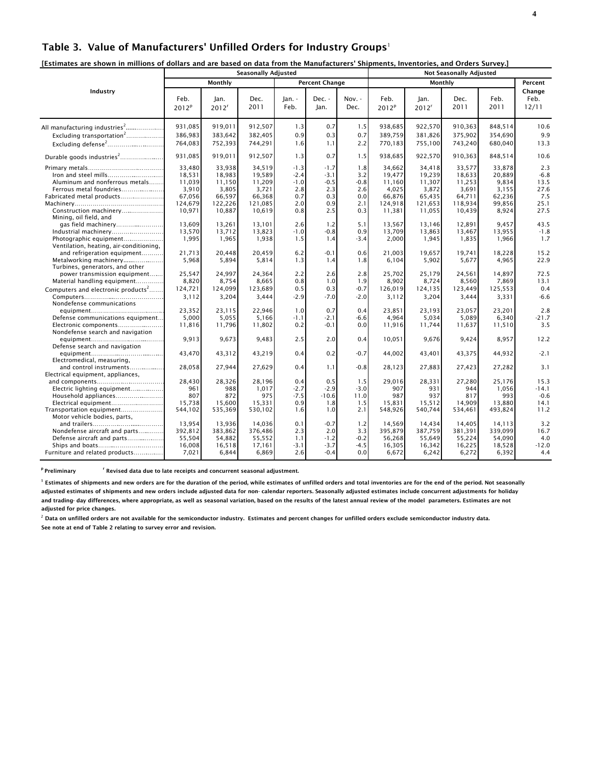## Table 3. Value of Manufacturers' Unfilled Orders for Industry Groups[1]

[Estimates are shown in millions of dollars and are based on data from the Manufacturers' Shipments, Inventories, and Orders Survey.]

| Industry | Seasonally Adjusted | | | | | | Not Seasonally Adjusted | | | | |
|---|---|---|---|---|---|---|---|---|---|---|---|
| | Monthly | | | Percent Change | | | Monthly | | | | Percent Change |
| | Feb. 2012[p] | Jan. 2012[r] | Dec. 2011 | Jan. - Feb. | Dec. - Jan. | Nov. - Dec. | Feb. 2012[p] | Jan. 2012[r] | Dec. 2011 | Feb. 2011 | Feb. 12/11 |
| All manufacturing industries[2] | 931,085 | 919,011 | 912,507 | 1.3 | 0.7 | 1.5 | 938,685 | 922,570 | 910,363 | 848,514 | 10.6 |
| Excluding transportation[2] | 386,983 | 383,642 | 382,405 | 0.9 | 0.3 | 0.7 | 389,759 | 381,826 | 375,902 | 354,690 | 9.9 |
| Excluding defense[2] | 764,083 | 752,393 | 744,291 | 1.6 | 1.1 | 2.2 | 770,183 | 755,100 | 743,240 | 680,040 | 13.3 |
| Durable goods industries[2] | 931,085 | 919,011 | 912,507 | 1.3 | 0.7 | 1.5 | 938,685 | 922,570 | 910,363 | 848,514 | 10.6 |
| Primary metals | 33,480 | 33,938 | 34,519 | -1.3 | -1.7 | 1.8 | 34,662 | 34,418 | 33,577 | 33,878 | 2.3 |
| Iron and steel mills | 18,531 | 18,983 | 19,589 | -2.4 | -3.1 | 3.2 | 19,477 | 19,239 | 18,633 | 20,889 | -6.8 |
| Aluminum and nonferrous metals | 11,039 | 11,150 | 11,209 | -1.0 | -0.5 | -0.8 | 11,160 | 11,307 | 11,253 | 9,834 | 13.5 |
| Ferrous metal foundries | 3,910 | 3,805 | 3,721 | 2.8 | 2.3 | 2.6 | 4,025 | 3,872 | 3,691 | 3,155 | 27.6 |
| Fabricated metal products | 67,056 | 66,597 | 66,368 | 0.7 | 0.3 | 0.0 | 66,876 | 65,435 | 64,711 | 62,236 | 7.5 |
| Machinery | 124,679 | 122,226 | 121,085 | 2.0 | 0.9 | 2.1 | 124,918 | 121,653 | 118,934 | 99,856 | 25.1 |
| Construction machinery | 10,971 | 10,887 | 10,619 | 0.8 | 2.5 | 0.3 | 11,381 | 11,055 | 10,439 | 8,924 | 27.5 |
| Mining, oil field, and gas field machinery | 13,609 | 13,261 | 13,101 | 2.6 | 1.2 | 5.1 | 13,567 | 13,146 | 12,891 | 9,457 | 43.5 |
| Industrial machinery | 13,570 | 13,712 | 13,823 | -1.0 | -0.8 | 0.9 | 13,709 | 13,863 | 13,467 | 13,955 | -1.8 |
| Photographic equipment | 1,995 | 1,965 | 1,938 | 1.5 | 1.4 | -3.4 | 2,000 | 1,945 | 1,835 | 1,966 | 1.7 |
| Ventilation, heating, air-conditioning, and refrigeration equipment | 21,713 | 20,448 | 20,459 | 6.2 | -0.1 | 0.6 | 21,003 | 19,657 | 19,741 | 18,228 | 15.2 |
| Metalworking machinery | 5,968 | 5,894 | 5,814 | 1.3 | 1.4 | 1.8 | 6,104 | 5,902 | 5,677 | 4,965 | 22.9 |
| Turbines, generators, and other power transmission equipment | 25,547 | 24,997 | 24,364 | 2.2 | 2.6 | 2.8 | 25,702 | 25,179 | 24,561 | 14,897 | 72.5 |
| Material handling equipment | 8,820 | 8,754 | 8,665 | 0.8 | 1.0 | 1.9 | 8,902 | 8,724 | 8,560 | 7,869 | 13.1 |
| Computers and electronic products[2] | 124,721 | 124,099 | 123,689 | 0.5 | 0.3 | -0.7 | 126,019 | 124,135 | 123,449 | 125,553 | 0.4 |
| Computers | 3,112 | 3,204 | 3,444 | -2.9 | -7.0 | -2.0 | 3,112 | 3,204 | 3,444 | 3,331 | -6.6 |
| Nondefense communications equipment | 23,352 | 23,115 | 22,946 | 1.0 | 0.7 | 0.4 | 23,851 | 23,193 | 23,057 | 23,201 | 2.8 |
| Defense communications equipment | 5,000 | 5,055 | 5,166 | -1.1 | -2.1 | -6.6 | 4,964 | 5,034 | 5,089 | 6,340 | -21.7 |
| Electronic components | 11,816 | 11,796 | 11,802 | 0.2 | -0.1 | 0.0 | 11,916 | 11,744 | 11,637 | 11,510 | 3.5 |
| Nondefense search and navigation equipment | 9,913 | 9,673 | 9,483 | 2.5 | 2.0 | 0.4 | 10,051 | 9,676 | 9,424 | 8,957 | 12.2 |
| Defense search and navigation equipment | 43,470 | 43,312 | 43,219 | 0.4 | 0.2 | -0.7 | 44,002 | 43,401 | 43,375 | 44,932 | -2.1 |
| Electromedical, measuring, and control instruments | 28,058 | 27,944 | 27,629 | 0.4 | 1.1 | -0.8 | 28,123 | 27,883 | 27,423 | 27,282 | 3.1 |
| Electrical equipment, appliances, and components | 28,430 | 28,326 | 28,196 | 0.4 | 0.5 | 1.5 | 29,016 | 28,331 | 27,280 | 25,176 | 15.3 |
| Electric lighting equipment | 961 | 988 | 1,017 | -2.7 | -2.9 | -3.0 | 907 | 931 | 944 | 1,056 | -14.1 |
| Household appliances | 807 | 872 | 975 | -7.5 | -10.6 | 11.0 | 987 | 937 | 817 | 993 | -0.6 |
| Electrical equipment | 15,738 | 15,600 | 15,331 | 0.9 | 1.8 | 1.5 | 15,831 | 15,512 | 14,909 | 13,880 | 14.1 |
| Transportation equipment | 544,102 | 535,369 | 530,102 | 1.6 | 1.0 | 2.1 | 548,926 | 540,744 | 534,461 | 493,824 | 11.2 |
| Motor vehicle bodies, parts, and trailers | 13,954 | 13,936 | 14,036 | 0.1 | -0.7 | 1.2 | 14,569 | 14,434 | 14,405 | 14,113 | 3.2 |
| Nondefense aircraft and parts | 392,812 | 383,862 | 376,486 | 2.3 | 2.0 | 3.3 | 395,879 | 387,759 | 381,391 | 339,099 | 16.7 |
| Defense aircraft and parts | 55,504 | 54,882 | 55,552 | 1.1 | -1.2 | -0.2 | 56,268 | 55,649 | 55,224 | 54,090 | 4.0 |
| Ships and boats | 16,008 | 16,518 | 17,161 | -3.1 | -3.7 | -4.5 | 16,305 | 16,342 | 16,225 | 18,528 | -12.0 |
| Furniture and related products | 7,021 | 6,844 | 6,869 | 2.6 | -0.4 | 0.0 | 6,672 | 6,242 | 6,272 | 6,392 | 4.4 |

[p] Preliminary [r] Revised data due to late receipts and concurrent seasonal adjustment.

[1] Estimates of shipments and new orders are for the duration of the period, while estimates of unfilled orders and total inventories are for the end of the period. Not seasonally adjusted estimates of shipments and new orders include adjusted data for non- calendar reporters. Seasonally adjusted estimates include concurrent adjustments for holiday and trading- day differences, where appropriate, as well as seasonal variation, based on the results of the latest annual review of the model parameters. Estimates are not adjusted for price changes.

[2] Data on unfilled orders are not available for the semiconductor industry. Estimates and percent changes for unfilled orders exclude semiconductor industry data.

See note at end of Table 2 relating to survey error and revision.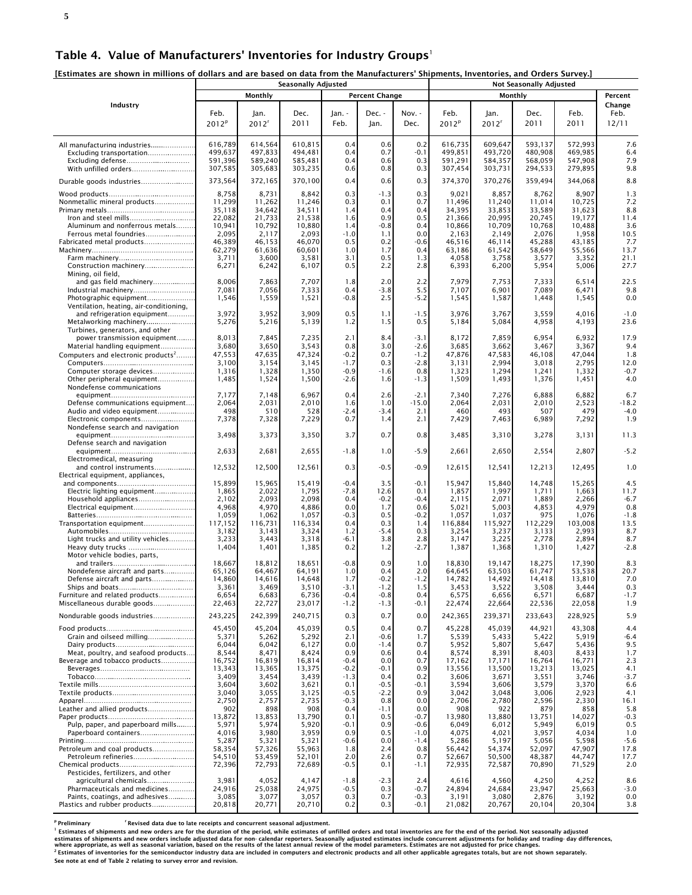## Table 4. Value of Manufacturers' Inventories for Industry Groups[1]

[Estimates are shown in millions of dollars and are based on data from the Manufacturers' Shipments, Inventories, and Orders Survey.]

| Industry | Seasonally Adjusted | | | | | | Not Seasonally Adjusted | | | | |
|---|---|---|---|---|---|---|---|---|---|---|---|
| | Monthly | | | Percent Change | | | Monthly | | | | Percent Change |
| | Feb. 2012[p] | Jan. 2012[r] | Dec. 2011 | Jan. - Feb. | Dec. - Jan. | Nov. - Dec. | Feb. 2012[p] | Jan. 2012[r] | Dec. 2011 | Feb. 2011 | Feb. 12/11 |
| All manufacturing industries | 616,789 | 614,564 | 610,815 | 0.4 | 0.6 | 0.2 | 616,735 | 609,647 | 593,137 | 572,993 | 7.6 |
| Excluding transportation | 499,637 | 497,833 | 494,481 | 0.4 | 0.7 | -0.1 | 499,851 | 493,720 | 480,908 | 469,985 | 6.4 |
| Excluding defense | 591,396 | 589,240 | 585,481 | 0.4 | 0.6 | 0.3 | 591,291 | 584,357 | 568,059 | 547,908 | 7.9 |
| With unfilled orders | 307,585 | 305,683 | 303,235 | 0.6 | 0.8 | 0.3 | 307,454 | 303,731 | 294,533 | 279,895 | 9.8 |
| Durable goods industries | 373,564 | 372,165 | 370,100 | 0.4 | 0.6 | 0.3 | 374,370 | 370,276 | 359,494 | 344,068 | 8.8 |
| Wood products | 8,758 | 8,731 | 8,842 | 0.3 | -1.3 | 0.3 | 9,021 | 8,857 | 8,762 | 8,907 | 1.3 |
| Nonmetallic mineral products | 11,299 | 11,262 | 11,246 | 0.3 | 0.1 | 0.7 | 11,496 | 11,240 | 11,014 | 10,725 | 7.2 |
| Primary metals | 35,118 | 34,642 | 34,511 | 1.4 | 0.4 | 0.4 | 34,395 | 33,853 | 33,589 | 31,623 | 8.8 |
| Iron and steel mills | 22,082 | 21,733 | 21,538 | 1.6 | 0.9 | 0.5 | 21,366 | 20,995 | 20,745 | 19,177 | 11.4 |
| Aluminum and nonferrous metals | 10,941 | 10,792 | 10,880 | 1.4 | -0.8 | 0.4 | 10,866 | 10,709 | 10,768 | 10,488 | 3.6 |
| Ferrous metal foundries | 2,095 | 2,117 | 2,093 | -1.0 | 1.1 | 0.0 | 2,163 | 2,149 | 2,076 | 1,958 | 10.5 |
| Fabricated metal products | 46,389 | 46,153 | 46,070 | 0.5 | 0.2 | -0.6 | 46,516 | 46,114 | 45,288 | 43,185 | 7.7 |
| Machinery | 62,279 | 61,636 | 60,601 | 1.0 | 1.7 | 0.4 | 63,186 | 61,542 | 58,649 | 55,566 | 13.7 |
| Farm machinery | 3,711 | 3,600 | 3,581 | 3.1 | 0.5 | 1.3 | 4,058 | 3,758 | 3,577 | 3,352 | 21.1 |
| Construction machinery | 6,271 | 6,242 | 6,107 | 0.5 | 2.2 | 2.8 | 6,393 | 6,200 | 5,954 | 5,006 | 27.7 |
| Mining, oil field, and gas field machinery | 8,006 | 7,863 | 7,707 | 1.8 | 2.0 | 2.2 | 7,979 | 7,753 | 7,333 | 6,514 | 22.5 |
| Industrial machinery | 7,081 | 7,056 | 7,333 | 0.4 | -3.8 | 5.5 | 7,107 | 6,901 | 7,089 | 6,471 | 9.8 |
| Photographic equipment | 1,546 | 1,559 | 1,521 | -0.8 | 2.5 | -5.2 | 1,545 | 1,587 | 1,448 | 1,545 | 0.0 |
| Ventilation, heating, air-conditioning, and refrigeration equipment | 3,972 | 3,952 | 3,909 | 0.5 | 1.1 | -1.5 | 3,976 | 3,767 | 3,559 | 4,016 | -1.0 |
| Metalworking machinery | 5,276 | 5,216 | 5,139 | 1.2 | 1.5 | 0.5 | 5,184 | 5,084 | 4,958 | 4,193 | 23.6 |
| Turbines, generators, and other power transmission equipment | 8,013 | 7,845 | 7,235 | 2.1 | 8.4 | -3.1 | 8,172 | 7,859 | 6,954 | 6,932 | 17.9 |
| Material handling equipment | 3,680 | 3,650 | 3,543 | 0.8 | 3.0 | -2.6 | 3,685 | 3,662 | 3,467 | 3,367 | 9.4 |
| Computers and electronic products[2] | 47,553 | 47,635 | 47,324 | -0.2 | 0.7 | -1.2 | 47,876 | 47,583 | 46,108 | 47,044 | 1.8 |
| Computers | 3,100 | 3,154 | 3,145 | -1.7 | 0.3 | -2.8 | 3,131 | 2,994 | 3,018 | 2,795 | 12.0 |
| Computer storage devices | 1,316 | 1,328 | 1,350 | -0.9 | -1.6 | 0.8 | 1,323 | 1,294 | 1,241 | 1,332 | -0.7 |
| Other peripheral equipment | 1,485 | 1,524 | 1,500 | -2.6 | 1.6 | -1.3 | 1,509 | 1,493 | 1,376 | 1,451 | 4.0 |
| Nondefense communications equipment | 7,177 | 7,148 | 6,967 | 0.4 | 2.6 | -2.1 | 7,340 | 7,276 | 6,888 | 6,882 | 6.7 |
| Defense communications equipment | 2,064 | 2,031 | 2,010 | 1.6 | 1.0 | -15.0 | 2,064 | 2,031 | 2,010 | 2,523 | -18.2 |
| Audio and video equipment | 498 | 510 | 528 | -2.4 | -3.4 | 2.1 | 460 | 493 | 507 | 479 | -4.0 |
| Electronic components | 7,378 | 7,328 | 7,229 | 0.7 | 1.4 | 2.1 | 7,429 | 7,463 | 6,989 | 7,292 | 1.9 |
| Nondefense search and navigation equipment | 3,498 | 3,373 | 3,350 | 3.7 | 0.7 | 0.8 | 3,485 | 3,310 | 3,278 | 3,131 | 11.3 |
| Defense search and navigation equipment | 2,633 | 2,681 | 2,655 | -1.8 | 1.0 | -5.9 | 2,661 | 2,650 | 2,554 | 2,807 | -5.2 |
| Electromedical, measuring and control instruments | 12,532 | 12,500 | 12,561 | 0.3 | -0.5 | -0.9 | 12,615 | 12,541 | 12,213 | 12,495 | 1.0 |
| Electrical equipment, appliances, and components | 15,899 | 15,965 | 15,419 | -0.4 | 3.5 | -0.1 | 15,947 | 15,840 | 14,748 | 15,265 | 4.5 |
| Electric lighting equipment | 1,865 | 2,022 | 1,795 | -7.8 | 12.6 | 0.1 | 1,857 | 1,997 | 1,711 | 1,663 | 11.7 |
| Household appliances | 2,102 | 2,093 | 2,098 | 0.4 | -0.2 | -0.4 | 2,115 | 2,071 | 1,889 | 2,266 | -6.7 |
| Electrical equipment | 4,968 | 4,970 | 4,886 | 0.0 | 1.7 | 0.6 | 5,021 | 5,003 | 4,853 | 4,979 | 0.8 |
| Batteries | 1,059 | 1,062 | 1,057 | -0.3 | 0.5 | -0.2 | 1,057 | 1,037 | 975 | 1,076 | -1.8 |
| Transportation equipment | 117,152 | 116,731 | 116,334 | 0.4 | 0.3 | 1.4 | 116,884 | 115,927 | 112,229 | 103,008 | 13.5 |
| Automobiles | 3,182 | 3,143 | 3,324 | 1.2 | -5.4 | 0.3 | 3,254 | 3,237 | 3,133 | 2,993 | 8.7 |
| Light trucks and utility vehicles | 3,233 | 3,443 | 3,318 | -6.1 | 3.8 | 2.8 | 3,147 | 3,225 | 2,778 | 2,894 | 8.7 |
| Heavy duty trucks | 1,404 | 1,401 | 1,385 | 0.2 | 1.2 | -2.7 | 1,387 | 1,368 | 1,310 | 1,427 | -2.8 |
| Motor vehicle bodies, parts, and trailers | 18,667 | 18,812 | 18,651 | -0.8 | 0.9 | 1.0 | 18,830 | 19,147 | 18,275 | 17,390 | 8.3 |
| Nondefense aircraft and parts | 65,126 | 64,467 | 64,191 | 1.0 | 0.4 | 2.0 | 64,645 | 63,503 | 61,747 | 53,538 | 20.7 |
| Defense aircraft and parts | 14,860 | 14,616 | 14,648 | 1.7 | -0.2 | -1.2 | 14,782 | 14,492 | 14,418 | 13,810 | 7.0 |
| Ships and boats | 3,361 | 3,469 | 3,510 | -3.1 | -1.2 | 1.5 | 3,453 | 3,522 | 3,508 | 3,444 | 0.3 |
| Furniture and related products | 6,654 | 6,683 | 6,736 | -0.4 | -0.8 | 0.4 | 6,575 | 6,656 | 6,571 | 6,687 | -1.7 |
| Miscellaneous durable goods | 22,463 | 22,727 | 23,017 | -1.2 | -1.3 | -0.1 | 22,474 | 22,664 | 22,536 | 22,058 | 1.9 |
| Nondurable goods industries | 243,225 | 242,399 | 240,715 | 0.3 | 0.7 | 0.0 | 242,365 | 239,371 | 233,643 | 228,925 | 5.9 |
| Food products | 45,450 | 45,204 | 45,039 | 0.5 | 0.4 | 0.7 | 45,228 | 45,039 | 44,921 | 43,308 | 4.4 |
| Grain and oilseed milling | 5,371 | 5,262 | 5,292 | 2.1 | -0.6 | 1.7 | 5,539 | 5,433 | 5,422 | 5,919 | -6.4 |
| Dairy products | 6,044 | 6,042 | 6,127 | 0.0 | -1.4 | 0.7 | 5,952 | 5,807 | 5,647 | 5,436 | 9.5 |
| Meat, poultry, and seafood products | 8,544 | 8,471 | 8,424 | 0.9 | 0.6 | 0.4 | 8,574 | 8,391 | 8,403 | 8,433 | 1.7 |
| Beverage and tobacco products | 16,752 | 16,819 | 16,814 | -0.4 | 0.0 | 0.7 | 17,162 | 17,171 | 16,764 | 16,771 | 2.3 |
| Beverages | 13,343 | 13,365 | 13,375 | -0.2 | -0.1 | 0.9 | 13,556 | 13,500 | 13,213 | 13,025 | 4.1 |
| Tobacco | 3,409 | 3,454 | 3,439 | -1.3 | 0.4 | 0.2 | 3,606 | 3,671 | 3,551 | 3,746 | -3.7 |
| Textile mills | 3,604 | 3,602 | 3,621 | 0.1 | -0.5 | -0.1 | 3,594 | 3,606 | 3,579 | 3,370 | 6.6 |
| Textile products | 3,040 | 3,055 | 3,125 | -0.5 | -2.2 | 0.9 | 3,042 | 3,048 | 3,006 | 2,923 | 4.1 |
| Apparel | 2,750 | 2,757 | 2,735 | -0.3 | 0.8 | 0.0 | 2,706 | 2,780 | 2,596 | 2,330 | 16.1 |
| Leather and allied products | 902 | 898 | 908 | 0.4 | -1.1 | 0.0 | 908 | 922 | 879 | 858 | 5.8 |
| Paper products | 13,872 | 13,853 | 13,790 | 0.1 | 0.5 | -0.7 | 13,980 | 13,880 | 13,751 | 14,027 | -0.3 |
| Pulp, paper, and paperboard mills | 5,971 | 5,974 | 5,920 | -0.1 | 0.9 | -0.6 | 6,049 | 6,012 | 5,949 | 6,019 | 0.5 |
| Paperboard containers | 4,016 | 3,980 | 3,959 | 0.9 | 0.5 | -1.0 | 4,075 | 4,021 | 3,957 | 4,034 | 1.0 |
| Printing | 5,287 | 5,321 | 5,321 | -0.6 | 0.0 | -1.4 | 5,286 | 5,197 | 5,056 | 5,598 | -5.6 |
| Petroleum and coal products | 58,354 | 57,326 | 55,963 | 1.8 | 2.4 | 0.8 | 56,442 | 54,374 | 52,097 | 47,907 | 17.8 |
| Petroleum refineries | 54,510 | 53,459 | 52,101 | 2.0 | 2.6 | 0.7 | 52,667 | 50,500 | 48,387 | 44,747 | 17.7 |
| Chemical products | 72,396 | 72,793 | 72,689 | -0.5 | 0.1 | -1.1 | 72,935 | 72,587 | 70,890 | 71,529 | 2.0 |
| Pesticides, fertilizers, and other agricultural chemicals | 3,981 | 4,052 | 4,147 | -1.8 | -2.3 | 2.4 | 4,616 | 4,560 | 4,250 | 4,252 | 8.6 |
| Pharmaceuticals and medicines | 24,916 | 25,038 | 24,975 | -0.5 | 0.3 | -0.7 | 24,894 | 24,684 | 23,947 | 25,663 | -3.0 |
| Paints, coatings, and adhesives | 3,085 | 3,077 | 3,057 | 0.3 | 0.7 | -0.3 | 3,191 | 3,080 | 2,876 | 3,192 | 0.0 |
| Plastics and rubber products | 20,818 | 20,771 | 20,710 | 0.2 | 0.3 | -0.1 | 21,082 | 20,767 | 20,104 | 20,304 | 3.8 |

[p] Preliminary [r] Revised data due to late receipts and concurrent seasonal adjustment.

[1] Estimates of shipments and new orders are for the duration of the period, while estimates of unfilled orders and total inventories are for the end of the period. Not seasonally adjusted estimates of shipments and new orders include adjusted data for non- calendar reporters. Seasonally adjusted estimates include concurrent adjustments for holiday and trading- day differences, where appropriate, as well as seasonal variation, based on the results of the latest annual review of the model parameters. Estimates are not adjusted for price changes.

[2] Estimates of inventories for the semiconductor industry data are included in computers and electronic products and all other applicable agregates totals, but are not shown separately.

See note at end of Table 2 relating to survey error and revision.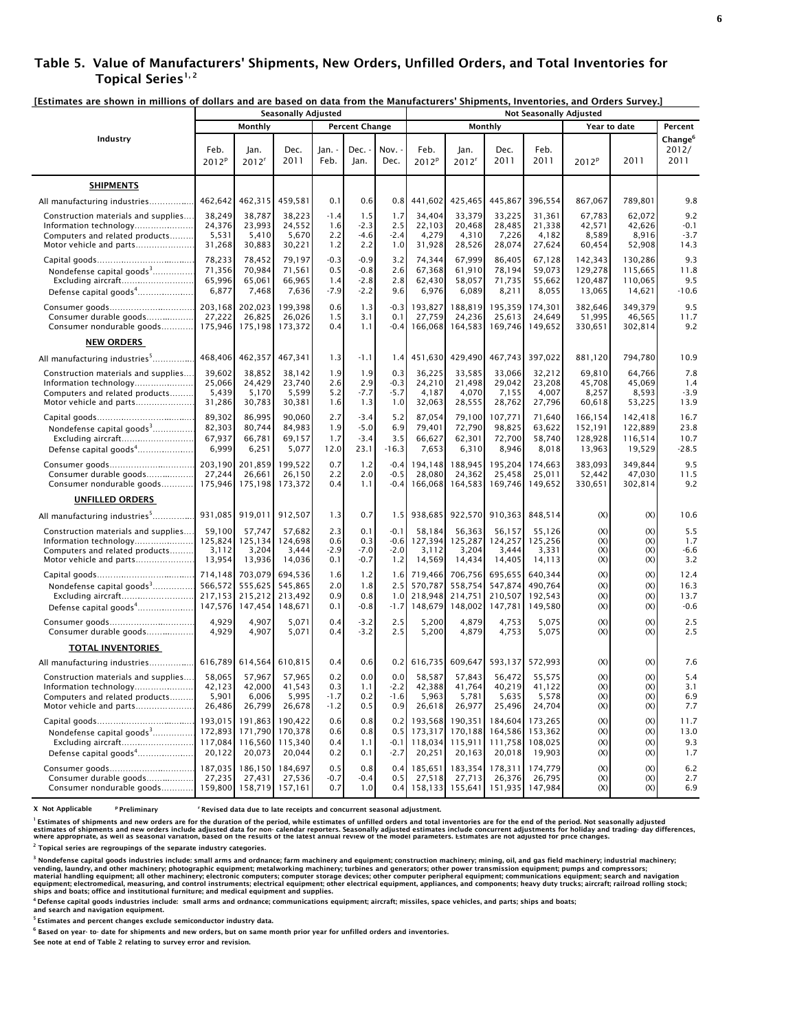## Table 5. Value of Manufacturers' Shipments, New Orders, Unfilled Orders, and Total Inventories for Topical Series[1, 2]

[Estimates are shown in millions of dollars and are based on data from the Manufacturers' Shipments, Inventories, and Orders Survey.]

| Industry | Seasonally Adjusted | | | | | | Not Seasonally Adjusted | | | | | | |
|---|---|---|---|---|---|---|---|---|---|---|---|---|---|
| | Monthly | | | Percent Change | | | Monthly | | | | Year to date | | Percent |
| | Feb. 2012[p] | Jan. 2012[r] | Dec. 2011 | Jan. - Feb. | Dec. - Jan. | Nov. - Dec. | Feb. 2012[p] | Jan. 2012[r] | Dec. 2011 | Feb. 2011 | 2012[p] | 2011 | Change[6] 2012/ 2011 |
| **SHIPMENTS** | | | | | | | | | | | | | |
| All manufacturing industries | 462,642 | 462,315 | 459,581 | 0.1 | 0.6 | 0.8 | 441,602 | 425,465 | 445,867 | 396,554 | 867,067 | 789,801 | 9.8 |
| Construction materials and supplies | 38,249 | 38,787 | 38,223 | -1.4 | 1.5 | 1.7 | 34,404 | 33,379 | 33,225 | 31,361 | 67,783 | 62,072 | 9.2 |
| Information technology | 24,376 | 23,993 | 24,552 | 1.6 | -2.3 | 2.5 | 22,103 | 20,468 | 28,485 | 21,338 | 42,571 | 42,626 | -0.1 |
| Computers and related products | 5,531 | 5,410 | 5,670 | 2.2 | -4.6 | -2.4 | 4,279 | 4,310 | 7,226 | 4,182 | 8,589 | 8,916 | -3.7 |
| Motor vehicle and parts | 31,268 | 30,883 | 30,221 | 1.2 | 2.2 | 1.0 | 31,928 | 28,526 | 28,074 | 27,624 | 60,454 | 52,908 | 14.3 |
| Capital goods | 78,233 | 78,452 | 79,197 | -0.3 | -0.9 | 3.2 | 74,344 | 67,999 | 86,405 | 67,128 | 142,343 | 130,286 | 9.3 |
| Nondefense capital goods[3] | 71,356 | 70,984 | 71,561 | 0.5 | -0.8 | 2.6 | 67,368 | 61,910 | 78,194 | 59,073 | 129,278 | 115,665 | 11.8 |
| Excluding aircraft | 65,996 | 65,061 | 66,965 | 1.4 | -2.8 | 2.8 | 62,430 | 58,057 | 71,735 | 55,662 | 120,487 | 110,065 | 9.5 |
| Defense capital goods[4] | 6,877 | 7,468 | 7,636 | -7.9 | -2.2 | 9.6 | 6,976 | 6,089 | 8,211 | 8,055 | 13,065 | 14,621 | -10.6 |
| Consumer goods | 203,168 | 202,023 | 199,398 | 0.6 | 1.3 | -0.3 | 193,827 | 188,819 | 195,359 | 174,301 | 382,646 | 349,379 | 9.5 |
| Consumer durable goods | 27,222 | 26,825 | 26,026 | 1.5 | 3.1 | 0.1 | 27,759 | 24,236 | 25,613 | 24,649 | 51,995 | 46,565 | 11.7 |
| Consumer nondurable goods | 175,946 | 175,198 | 173,372 | 0.4 | 1.1 | -0.4 | 166,068 | 164,583 | 169,746 | 149,652 | 330,651 | 302,814 | 9.2 |
| **NEW ORDERS** | | | | | | | | | | | | | |
| All manufacturing industries[5] | 468,406 | 462,357 | 467,341 | 1.3 | -1.1 | 1.4 | 451,630 | 429,490 | 467,743 | 397,022 | 881,120 | 794,780 | 10.9 |
| Construction materials and supplies | 39,602 | 38,852 | 38,142 | 1.9 | 1.9 | 0.3 | 36,225 | 33,585 | 33,066 | 32,212 | 69,810 | 64,766 | 7.8 |
| Information technology | 25,066 | 24,429 | 23,740 | 2.6 | 2.9 | -0.3 | 24,210 | 21,498 | 29,042 | 23,208 | 45,708 | 45,069 | 1.4 |
| Computers and related products | 5,439 | 5,170 | 5,599 | 5.2 | -7.7 | -5.7 | 4,187 | 4,070 | 7,155 | 4,007 | 8,257 | 8,593 | -3.9 |
| Motor vehicle and parts | 31,286 | 30,781 | 30,381 | 1.6 | 1.3 | 1.0 | 32,063 | 28,555 | 28,762 | 27,796 | 60,618 | 53,225 | 13.9 |
| Capital goods | 89,302 | 86,995 | 90,060 | 2.7 | -3.4 | 5.2 | 87,054 | 79,100 | 107,771 | 71,640 | 166,154 | 142,418 | 16.7 |
| Nondefense capital goods[3] | 82,303 | 80,744 | 84,983 | 1.9 | -5.0 | 6.9 | 79,401 | 72,790 | 98,825 | 63,622 | 152,191 | 122,889 | 23.8 |
| Excluding aircraft | 67,937 | 66,781 | 69,157 | 1.7 | -3.4 | 3.5 | 66,627 | 62,301 | 72,700 | 58,740 | 128,928 | 116,514 | 10.7 |
| Defense capital goods[4] | 6,999 | 6,251 | 5,077 | 12.0 | 23.1 | -16.3 | 7,653 | 6,310 | 8,946 | 8,018 | 13,963 | 19,529 | -28.5 |
| Consumer goods | 203,190 | 201,859 | 199,522 | 0.7 | 1.2 | -0.4 | 194,148 | 188,945 | 195,204 | 174,663 | 383,093 | 349,844 | 9.5 |
| Consumer durable goods | 27,244 | 26,661 | 26,150 | 2.2 | 2.0 | -0.5 | 28,080 | 24,362 | 25,458 | 25,011 | 52,442 | 47,030 | 11.5 |
| Consumer nondurable goods | 175,946 | 175,198 | 173,372 | 0.4 | 1.1 | -0.4 | 166,068 | 164,583 | 169,746 | 149,652 | 330,651 | 302,814 | 9.2 |
| **UNFILLED ORDERS** | | | | | | | | | | | | | |
| All manufacturing industries[5] | 931,085 | 919,011 | 912,507 | 1.3 | 0.7 | 1.5 | 938,685 | 922,570 | 910,363 | 848,514 | (X) | (X) | 10.6 |
| Construction materials and supplies | 59,100 | 57,747 | 57,682 | 2.3 | 0.1 | -0.1 | 58,184 | 56,363 | 56,157 | 55,126 | (X) | (X) | 5.5 |
| Information technology | 125,824 | 125,134 | 124,698 | 0.6 | 0.3 | -0.6 | 127,394 | 125,287 | 124,257 | 125,256 | (X) | (X) | 1.7 |
| Computers and related products | 3,112 | 3,204 | 3,444 | -2.9 | -7.0 | -2.0 | 3,112 | 3,204 | 3,444 | 3,331 | (X) | (X) | -6.6 |
| Motor vehicle and parts | 13,954 | 13,936 | 14,036 | 0.1 | -0.7 | 1.2 | 14,569 | 14,434 | 14,405 | 14,113 | (X) | (X) | 3.2 |
| Capital goods | 714,148 | 703,079 | 694,536 | 1.6 | 1.2 | 1.6 | 719,466 | 706,756 | 695,655 | 640,344 | (X) | (X) | 12.4 |
| Nondefense capital goods[3] | 566,572 | 555,625 | 545,865 | 2.0 | 1.8 | 2.5 | 570,787 | 558,754 | 547,874 | 490,764 | (X) | (X) | 16.3 |
| Excluding aircraft | 217,153 | 215,212 | 213,492 | 0.9 | 0.8 | 1.0 | 218,948 | 214,751 | 210,507 | 192,543 | (X) | (X) | 13.7 |
| Defense capital goods[4] | 147,576 | 147,454 | 148,671 | 0.1 | -0.8 | -1.7 | 148,679 | 148,002 | 147,781 | 149,580 | (X) | (X) | -0.6 |
| Consumer goods | 4,929 | 4,907 | 5,071 | 0.4 | -3.2 | 2.5 | 5,200 | 4,879 | 4,753 | 5,075 | (X) | (X) | 2.5 |
| Consumer durable goods | 4,929 | 4,907 | 5,071 | 0.4 | -3.2 | 2.5 | 5,200 | 4,879 | 4,753 | 5,075 | (X) | (X) | 2.5 |
| **TOTAL INVENTORIES** | | | | | | | | | | | | | |
| All manufacturing industries | 616,789 | 614,564 | 610,815 | 0.4 | 0.6 | 0.2 | 616,735 | 609,647 | 593,137 | 572,993 | (X) | (X) | 7.6 |
| Construction materials and supplies | 58,065 | 57,967 | 57,965 | 0.2 | 0.0 | 0.0 | 58,587 | 57,843 | 56,472 | 55,575 | (X) | (X) | 5.4 |
| Information technology | 42,123 | 42,000 | 41,543 | 0.3 | 1.1 | -2.2 | 42,388 | 41,764 | 40,219 | 41,122 | (X) | (X) | 3.1 |
| Computers and related products | 5,901 | 6,006 | 5,995 | -1.7 | 0.2 | -1.6 | 5,963 | 5,781 | 5,635 | 5,578 | (X) | (X) | 6.9 |
| Motor vehicle and parts | 26,486 | 26,799 | 26,678 | -1.2 | 0.5 | 0.9 | 26,618 | 26,977 | 25,496 | 24,704 | (X) | (X) | 7.7 |
| Capital goods | 193,015 | 191,863 | 190,422 | 0.6 | 0.8 | 0.2 | 193,568 | 190,351 | 184,604 | 173,265 | (X) | (X) | 11.7 |
| Nondefense capital goods[3] | 172,893 | 171,790 | 170,378 | 0.6 | 0.8 | 0.5 | 173,317 | 170,188 | 164,586 | 153,362 | (X) | (X) | 13.0 |
| Excluding aircraft | 117,084 | 116,560 | 115,340 | 0.4 | 1.1 | -0.1 | 118,034 | 115,911 | 111,758 | 108,025 | (X) | (X) | 9.3 |
| Defense capital goods[4] | 20,122 | 20,073 | 20,044 | 0.2 | 0.1 | -2.7 | 20,251 | 20,163 | 20,018 | 19,903 | (X) | (X) | 1.7 |
| Consumer goods | 187,035 | 186,150 | 184,697 | 0.5 | 0.8 | 0.4 | 185,651 | 183,354 | 178,311 | 174,779 | (X) | (X) | 6.2 |
| Consumer durable goods | 27,235 | 27,431 | 27,536 | -0.7 | -0.4 | 0.5 | 27,518 | 27,713 | 26,376 | 26,795 | (X) | (X) | 2.7 |
| Consumer nondurable goods | 159,800 | 158,719 | 157,161 | 0.7 | 1.0 | 0.4 | 158,133 | 155,641 | 151,935 | 147,984 | (X) | (X) | 6.9 |

X Not Applicable   p Preliminary   r Revised data due to late receipts and concurrent seasonal adjustment.

[1] Estimates of shipments and new orders are for the duration of the period, while estimates of unfilled orders and total inventories are for the end of the period. Not seasonally adjusted estimates of shipments and new orders include adjusted data for non- calendar reporters. Seasonally adjusted estimates include concurrent adjustments for holiday and trading- day differences, where appropriate, as well as seasonal variation, based on the results of the latest annual review of the model parameters. Estimates are not adjusted for price changes.

[2] Topical series are regroupings of the separate industry categories.

[3] Nondefense capital goods industries include: small arms and ordnance; farm machinery and equipment; construction machinery; mining, oil, and gas field machinery; industrial machinery; vending, laundry, and other machinery; photographic equipment; metalworking machinery; turbines and generators; other power transmission equipment; pumps and compressors; material handling equipment; all other machinery; electronic computers; computer storage devices; other computer peripheral equipment; communications equipment; search and navigation equipment; electromedical, measuring, and control instruments; electrical equipment; other electrical equipment, appliances, and components; heavy duty trucks; aircraft; railroad rolling stock; ships and boats; office and institutional furniture; and medical equipment and supplies.

[4] Defense capital goods industries include: small arms and ordnance; communications equipment; aircraft; missiles, space vehicles, and parts; ships and boats; and search and navigation equipment.

[5] Estimates and percent changes exclude semiconductor industry data.

[6] Based on year- to- date for shipments and new orders, but on same month prior year for unfilled orders and inventories.

See note at end of Table 2 relating to survey error and revision.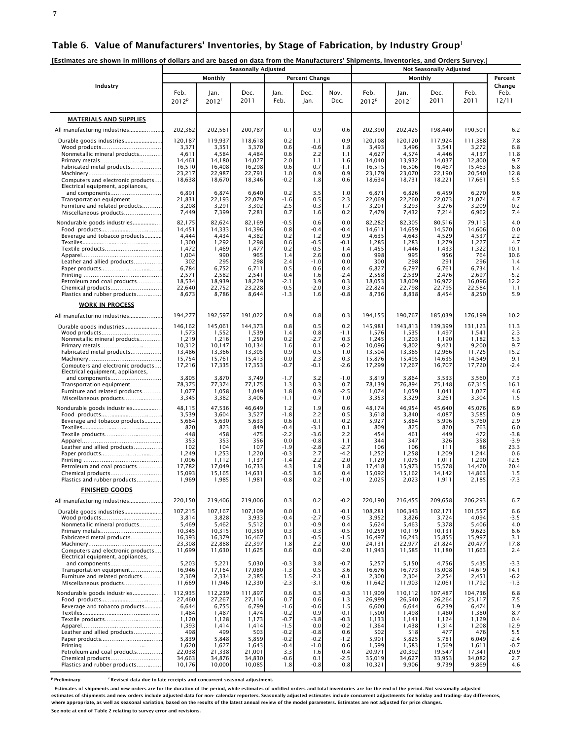## Table 6. Value of Manufacturers' Inventories, by Stage of Fabrication, by Industry Group[1]

[Estimates are shown in millions of dollars and are based on data from the Manufacturers' Shipments, Inventories, and Orders Survey.]

| Industry | Seasonally Adjusted | | | | | | Not Seasonally Adjusted | | | | |
|---|---|---|---|---|---|---|---|---|---|---|---|
| | Monthly | | | Percent Change | | | Monthly | | | | Percent Change |
| | Feb. 2012[p] | Jan. 2012[r] | Dec. 2011 | Jan. - Feb. | Dec. - Jan. | Nov. - Dec. | Feb. 2012[p] | Jan. 2012[r] | Dec. 2011 | Feb. 2011 | Feb. 12/11 |
| **MATERIALS AND SUPPLIES** | | | | | | | | | | | |
| All manufacturing industries | 202,362 | 202,561 | 200,787 | -0.1 | 0.9 | 0.6 | 202,390 | 202,425 | 198,440 | 190,501 | 6.2 |
| Durable goods industries | 120,187 | 119,937 | 118,618 | 0.2 | 1.1 | 0.9 | 120,108 | 120,120 | 117,924 | 111,388 | 7.8 |
| Wood products | 3,371 | 3,351 | 3,370 | 0.6 | -0.6 | 1.8 | 3,493 | 3,496 | 3,541 | 3,272 | 6.8 |
| Nonmetallic mineral products | 4,611 | 4,584 | 4,484 | 0.6 | 2.2 | 1.1 | 4,627 | 4,574 | 4,446 | 4,137 | 11.8 |
| Primary metals | 14,461 | 14,180 | 14,027 | 2.0 | 1.1 | 1.6 | 14,040 | 13,932 | 14,037 | 12,800 | 9.7 |
| Fabricated metal products | 16,510 | 16,408 | 16,298 | 0.6 | 0.7 | -1.1 | 16,515 | 16,506 | 16,467 | 15,463 | 6.8 |
| Machinery | 23,217 | 22,987 | 22,791 | 1.0 | 0.9 | 0.9 | 23,179 | 23,070 | 22,190 | 20,540 | 12.8 |
| Computers and electronic products | 18,638 | 18,670 | 18,346 | -0.2 | 1.8 | 0.6 | 18,634 | 18,731 | 18,221 | 17,661 | 5.5 |
| Electrical equipment, appliances, and components | 6,891 | 6,874 | 6,640 | 0.2 | 3.5 | 1.0 | 6,871 | 6,826 | 6,459 | 6,270 | 9.6 |
| Transportation equipment | 21,831 | 22,193 | 22,079 | -1.6 | 0.5 | 2.3 | 22,069 | 22,260 | 22,073 | 21,074 | 4.7 |
| Furniture and related products | 3,208 | 3,291 | 3,302 | -2.5 | -0.3 | 1.7 | 3,201 | 3,293 | 3,276 | 3,209 | -0.2 |
| Miscellaneous products | 7,449 | 7,399 | 7,281 | 0.7 | 1.6 | 0.2 | 7,479 | 7,432 | 7,214 | 6,962 | 7.4 |
| Nondurable goods industries | 82,175 | 82,624 | 82,169 | -0.5 | 0.6 | 0.0 | 82,282 | 82,305 | 80,516 | 79,113 | 4.0 |
| Food products | 14,451 | 14,333 | 14,396 | 0.8 | -0.4 | -0.4 | 14,611 | 14,659 | 14,570 | 14,606 | 0.0 |
| Beverage and tobacco products | 4,444 | 4,434 | 4,382 | 0.2 | 1.2 | 0.9 | 4,635 | 4,643 | 4,529 | 4,537 | 2.2 |
| Textiles | 1,300 | 1,292 | 1,298 | 0.6 | -0.5 | -0.1 | 1,285 | 1,283 | 1,279 | 1,227 | 4.7 |
| Textile products | 1,472 | 1,469 | 1,477 | 0.2 | -0.5 | 1.4 | 1,455 | 1,446 | 1,433 | 1,322 | 10.1 |
| Apparel | 1,004 | 990 | 965 | 1.4 | 2.6 | 0.0 | 998 | 995 | 956 | 764 | 30.6 |
| Leather and allied products | 302 | 295 | 298 | 2.4 | -1.0 | 0.0 | 300 | 298 | 291 | 296 | 1.4 |
| Paper products | 6,784 | 6,752 | 6,711 | 0.5 | 0.6 | 0.4 | 6,827 | 6,797 | 6,761 | 6,734 | 1.4 |
| Printing | 2,571 | 2,582 | 2,541 | -0.4 | 1.6 | -2.4 | 2,558 | 2,539 | 2,476 | 2,697 | -5.2 |
| Petroleum and coal products | 18,534 | 18,939 | 18,229 | -2.1 | 3.9 | 0.3 | 18,053 | 18,009 | 16,972 | 16,096 | 12.2 |
| Chemical products | 22,640 | 22,752 | 23,228 | -0.5 | -2.0 | 0.3 | 22,824 | 22,798 | 22,795 | 22,584 | 1.1 |
| Plastics and rubber products | 8,673 | 8,786 | 8,644 | -1.3 | 1.6 | -0.8 | 8,736 | 8,838 | 8,454 | 8,250 | 5.9 |
| **WORK IN PROCESS** | | | | | | | | | | | |
| All manufacturing industries | 194,277 | 192,597 | 191,022 | 0.9 | 0.8 | 0.3 | 194,155 | 190,767 | 185,039 | 176,199 | 10.2 |
| Durable goods industries | 146,162 | 145,061 | 144,373 | 0.8 | 0.5 | 0.2 | 145,981 | 143,813 | 139,399 | 131,123 | 11.3 |
| Wood products | 1,573 | 1,552 | 1,539 | 1.4 | 0.8 | -1.1 | 1,576 | 1,535 | 1,497 | 1,541 | 2.3 |
| Nonmetallic mineral products | 1,219 | 1,216 | 1,250 | 0.2 | -2.7 | 0.3 | 1,245 | 1,203 | 1,190 | 1,182 | 5.3 |
| Primary metals | 10,312 | 10,147 | 10,134 | 1.6 | 0.1 | -0.2 | 10,096 | 9,802 | 9,421 | 9,200 | 9.7 |
| Fabricated metal products | 13,486 | 13,366 | 13,305 | 0.9 | 0.5 | 1.0 | 13,504 | 13,365 | 12,966 | 11,725 | 15.2 |
| Machinery | 15,754 | 15,761 | 15,413 | 0.0 | 2.3 | 0.3 | 15,876 | 15,495 | 14,635 | 14,549 | 9.1 |
| Computers and electronic products | 17,216 | 17,335 | 17,353 | -0.7 | -0.1 | -2.6 | 17,299 | 17,267 | 16,707 | 17,720 | -2.4 |
| Electrical equipment, appliances, and components | 3,805 | 3,870 | 3,749 | -1.7 | 3.2 | -1.0 | 3,819 | 3,864 | 3,533 | 3,560 | 7.3 |
| Transportation equipment | 78,375 | 77,374 | 77,175 | 1.3 | 0.3 | 0.7 | 78,139 | 76,894 | 75,148 | 67,315 | 16.1 |
| Furniture and related products | 1,077 | 1,058 | 1,049 | 1.8 | 0.9 | -2.5 | 1,074 | 1,059 | 1,041 | 1,027 | 4.6 |
| Miscellaneous products | 3,345 | 3,382 | 3,406 | -1.1 | -0.7 | 1.0 | 3,353 | 3,329 | 3,261 | 3,304 | 1.5 |
| Nondurable goods industries | 48,115 | 47,536 | 46,649 | 1.2 | 1.9 | 0.6 | 48,174 | 46,954 | 45,640 | 45,076 | 6.9 |
| Food products | 3,539 | 3,604 | 3,527 | -1.8 | 2.2 | 0.5 | 3,618 | 3,840 | 4,087 | 3,585 | 0.9 |
| Beverage and tobacco products | 5,664 | 5,630 | 5,633 | 0.6 | -0.1 | -0.2 | 5,927 | 5,884 | 5,996 | 5,760 | 2.9 |
| Textiles | 820 | 823 | 849 | -0.4 | -3.1 | 0.1 | 809 | 825 | 820 | 763 | 6.0 |
| Textile products | 448 | 458 | 475 | -2.2 | -3.6 | 2.2 | 454 | 461 | 449 | 472 | -3.8 |
| Apparel | 353 | 353 | 356 | 0.0 | -0.8 | 1.1 | 344 | 347 | 326 | 358 | -3.9 |
| Leather and allied products | 102 | 104 | 107 | -1.9 | -2.8 | -2.7 | 106 | 106 | 111 | 86 | 23.3 |
| Paper products | 1,249 | 1,253 | 1,220 | -0.3 | 2.7 | -4.2 | 1,252 | 1,258 | 1,209 | 1,244 | 0.6 |
| Printing | 1,096 | 1,112 | 1,137 | -1.4 | -2.2 | -2.0 | 1,129 | 1,075 | 1,011 | 1,290 | -12.5 |
| Petroleum and coal products | 17,782 | 17,049 | 16,733 | 4.3 | 1.9 | 1.8 | 17,418 | 15,973 | 15,578 | 14,470 | 20.4 |
| Chemical products | 15,093 | 15,165 | 14,631 | -0.5 | 3.6 | 0.4 | 15,092 | 15,162 | 14,142 | 14,863 | 1.5 |
| Plastics and rubber products | 1,969 | 1,985 | 1,981 | -0.8 | 0.2 | -1.0 | 2,025 | 2,023 | 1,911 | 2,185 | -7.3 |
| **FINISHED GOODS** | | | | | | | | | | | |
| All manufacturing industries | 220,150 | 219,406 | 219,006 | 0.3 | 0.2 | -0.2 | 220,190 | 216,455 | 209,658 | 206,293 | 6.7 |
| Durable goods industries | 107,215 | 107,167 | 107,109 | 0.0 | 0.1 | -0.1 | 108,281 | 106,343 | 102,171 | 101,557 | 6.6 |
| Wood products | 3,814 | 3,828 | 3,933 | -0.4 | -2.7 | -0.5 | 3,952 | 3,826 | 3,724 | 4,094 | -3.5 |
| Nonmetallic mineral products | 5,469 | 5,462 | 5,512 | 0.1 | -0.9 | 0.4 | 5,624 | 5,463 | 5,378 | 5,406 | 4.0 |
| Primary metals | 10,345 | 10,315 | 10,350 | 0.3 | -0.3 | -0.5 | 10,259 | 10,119 | 10,131 | 9,623 | 6.6 |
| Fabricated metal products | 16,393 | 16,379 | 16,467 | 0.1 | -0.5 | -1.5 | 16,497 | 16,243 | 15,855 | 15,997 | 3.1 |
| Machinery | 23,308 | 22,888 | 22,397 | 1.8 | 2.2 | 0.0 | 24,131 | 22,977 | 21,824 | 20,477 | 17.8 |
| Computers and electronic products | 11,699 | 11,630 | 11,625 | 0.6 | 0.0 | -2.0 | 11,943 | 11,585 | 11,180 | 11,663 | 2.4 |
| Electrical equipment, appliances, and components | 5,203 | 5,221 | 5,030 | -0.3 | 3.8 | -0.7 | 5,257 | 5,150 | 4,756 | 5,435 | -3.3 |
| Transportation equipment | 16,946 | 17,164 | 17,080 | -1.3 | 0.5 | 3.6 | 16,676 | 16,773 | 15,008 | 14,619 | 14.1 |
| Furniture and related products | 2,369 | 2,334 | 2,385 | 1.5 | -2.1 | -0.1 | 2,300 | 2,304 | 2,254 | 2,451 | -6.2 |
| Miscellaneous products | 11,669 | 11,946 | 12,330 | -2.3 | -3.1 | -0.6 | 11,642 | 11,903 | 12,061 | 11,792 | -1.3 |
| Nondurable goods industries | 112,935 | 112,239 | 111,897 | 0.6 | 0.3 | -0.3 | 111,909 | 110,112 | 107,487 | 104,736 | 6.8 |
| Food products | 27,460 | 27,267 | 27,116 | 0.7 | 0.6 | 1.3 | 26,999 | 26,540 | 26,264 | 25,117 | 7.5 |
| Beverage and tobacco products | 6,644 | 6,755 | 6,799 | -1.6 | -0.6 | 1.5 | 6,600 | 6,644 | 6,239 | 6,474 | 1.9 |
| Textiles | 1,484 | 1,487 | 1,474 | -0.2 | 0.9 | -0.1 | 1,500 | 1,498 | 1,480 | 1,380 | 8.7 |
| Textile products | 1,120 | 1,128 | 1,173 | -0.7 | -3.8 | -0.3 | 1,133 | 1,141 | 1,124 | 1,129 | 0.4 |
| Apparel | 1,393 | 1,414 | 1,414 | -1.5 | 0.0 | -0.2 | 1,364 | 1,438 | 1,314 | 1,208 | 12.9 |
| Leather and allied products | 498 | 499 | 503 | -0.2 | -0.8 | 0.6 | 502 | 518 | 477 | 476 | 5.5 |
| Paper products | 5,839 | 5,848 | 5,859 | -0.2 | -0.2 | -1.2 | 5,901 | 5,825 | 5,781 | 6,049 | -2.4 |
| Printing | 1,620 | 1,627 | 1,643 | -0.4 | -1.0 | 0.6 | 1,599 | 1,583 | 1,569 | 1,611 | -0.7 |
| Petroleum and coal products | 22,038 | 21,338 | 21,001 | 3.3 | 1.6 | 0.4 | 20,971 | 20,392 | 19,547 | 17,341 | 20.9 |
| Chemical products | 34,663 | 34,876 | 34,830 | -0.6 | 0.1 | -2.5 | 35,019 | 34,627 | 33,953 | 34,082 | 2.7 |
| Plastics and rubber products | 10,176 | 10,000 | 10,085 | 1.8 | -0.8 | 0.8 | 10,321 | 9,906 | 9,739 | 9,869 | 4.6 |

[p] Preliminary [r] Revised data due to late receipts and concurrent seasonal adjustment.

[1] Estimates of shipments and new orders are for the duration of the period, while estimates of unfilled orders and total inventories are for the end of the period. Not seasonally adjusted estimates of shipments and new orders include adjusted data for non- calendar reporters. Seasonally adjusted estimates include concurrent adjustments for holiday and trading- day differences, where appropriate, as well as seasonal variation, based on the results of the latest annual review of the model parameters. Estimates are not adjusted for price changes.

See note at end of Table 2 relating to survey error and revisions.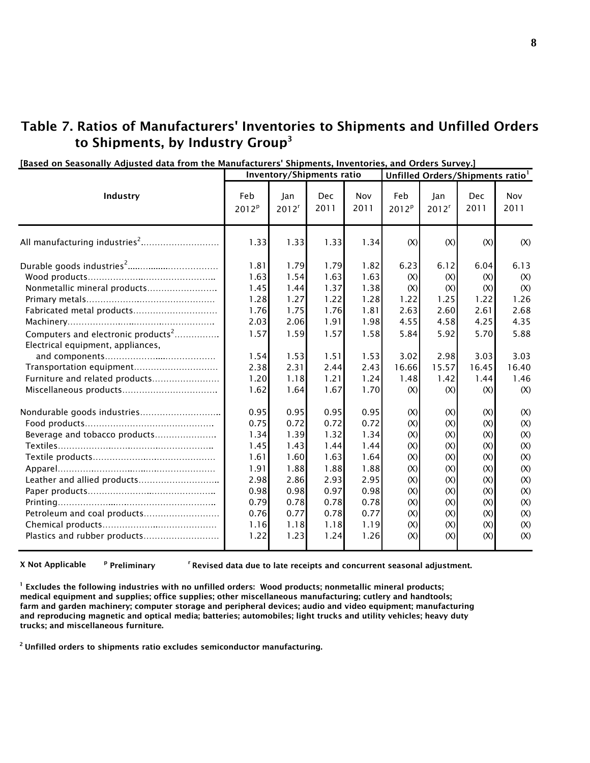## Table 7. Ratios of Manufacturers' Inventories to Shipments and Unfilled Orders to Shipments, by Industry Group[3]

[Based on Seasonally Adjusted data from the Manufacturers' Shipments, Inventories, and Orders Survey.]

| Industry | Inventory/Shipments ratio | | | | Unfilled Orders/Shipments ratio[1] | | | |
|---|---|---|---|---|---|---|---|---|
| | Feb 2012[p] | Jan 2012[r] | Dec 2011 | Nov 2011 | Feb 2012[p] | Jan 2012[r] | Dec 2011 | Nov 2011 |
| All manufacturing industries[2] | 1.33 | 1.33 | 1.33 | 1.34 | (X) | (X) | (X) | (X) |
| Durable goods industries[2] | 1.81 | 1.79 | 1.79 | 1.82 | 6.23 | 6.12 | 6.04 | 6.13 |
| Wood products | 1.63 | 1.54 | 1.63 | 1.63 | (X) | (X) | (X) | (X) |
| Nonmetallic mineral products | 1.45 | 1.44 | 1.37 | 1.38 | (X) | (X) | (X) | (X) |
| Primary metals | 1.28 | 1.27 | 1.22 | 1.28 | 1.22 | 1.25 | 1.22 | 1.26 |
| Fabricated metal products | 1.76 | 1.75 | 1.76 | 1.81 | 2.63 | 2.60 | 2.61 | 2.68 |
| Machinery | 2.03 | 2.06 | 1.91 | 1.98 | 4.55 | 4.58 | 4.25 | 4.35 |
| Computers and electronic products[2] | 1.57 | 1.59 | 1.57 | 1.58 | 5.84 | 5.92 | 5.70 | 5.88 |
| Electrical equipment, appliances, and components | 1.54 | 1.53 | 1.51 | 1.53 | 3.02 | 2.98 | 3.03 | 3.03 |
| Transportation equipment | 2.38 | 2.31 | 2.44 | 2.43 | 16.66 | 15.57 | 16.45 | 16.40 |
| Furniture and related products | 1.20 | 1.18 | 1.21 | 1.24 | 1.48 | 1.42 | 1.44 | 1.46 |
| Miscellaneous products | 1.62 | 1.64 | 1.67 | 1.70 | (X) | (X) | (X) | (X) |
| Nondurable goods industries | 0.95 | 0.95 | 0.95 | 0.95 | (X) | (X) | (X) | (X) |
| Food products | 0.75 | 0.72 | 0.72 | 0.72 | (X) | (X) | (X) | (X) |
| Beverage and tobacco products | 1.34 | 1.39 | 1.32 | 1.34 | (X) | (X) | (X) | (X) |
| Textiles | 1.45 | 1.43 | 1.44 | 1.44 | (X) | (X) | (X) | (X) |
| Textile products | 1.61 | 1.60 | 1.63 | 1.64 | (X) | (X) | (X) | (X) |
| Apparel | 1.91 | 1.88 | 1.88 | 1.88 | (X) | (X) | (X) | (X) |
| Leather and allied products | 2.98 | 2.86 | 2.93 | 2.95 | (X) | (X) | (X) | (X) |
| Paper products | 0.98 | 0.98 | 0.97 | 0.98 | (X) | (X) | (X) | (X) |
| Printing | 0.79 | 0.78 | 0.78 | 0.78 | (X) | (X) | (X) | (X) |
| Petroleum and coal products | 0.76 | 0.77 | 0.78 | 0.77 | (X) | (X) | (X) | (X) |
| Chemical products | 1.16 | 1.18 | 1.18 | 1.19 | (X) | (X) | (X) | (X) |
| Plastics and rubber products | 1.22 | 1.23 | 1.24 | 1.26 | (X) | (X) | (X) | (X) |

**X Not Applicable** **[p] Preliminary** **[r] Revised data due to late receipts and concurrent seasonal adjustment.**

**[1] Excludes the following industries with no unfilled orders: Wood products; nonmetallic mineral products; medical equipment and supplies; office supplies; other miscellaneous manufacturing; cutlery and handtools; farm and garden machinery; computer storage and peripheral devices; audio and video equipment; manufacturing and reproducing magnetic and optical media; batteries; automobiles; light trucks and utility vehicles; heavy duty trucks; and miscellaneous furniture.**

**[2] Unfilled orders to shipments ratio excludes semiconductor manufacturing.**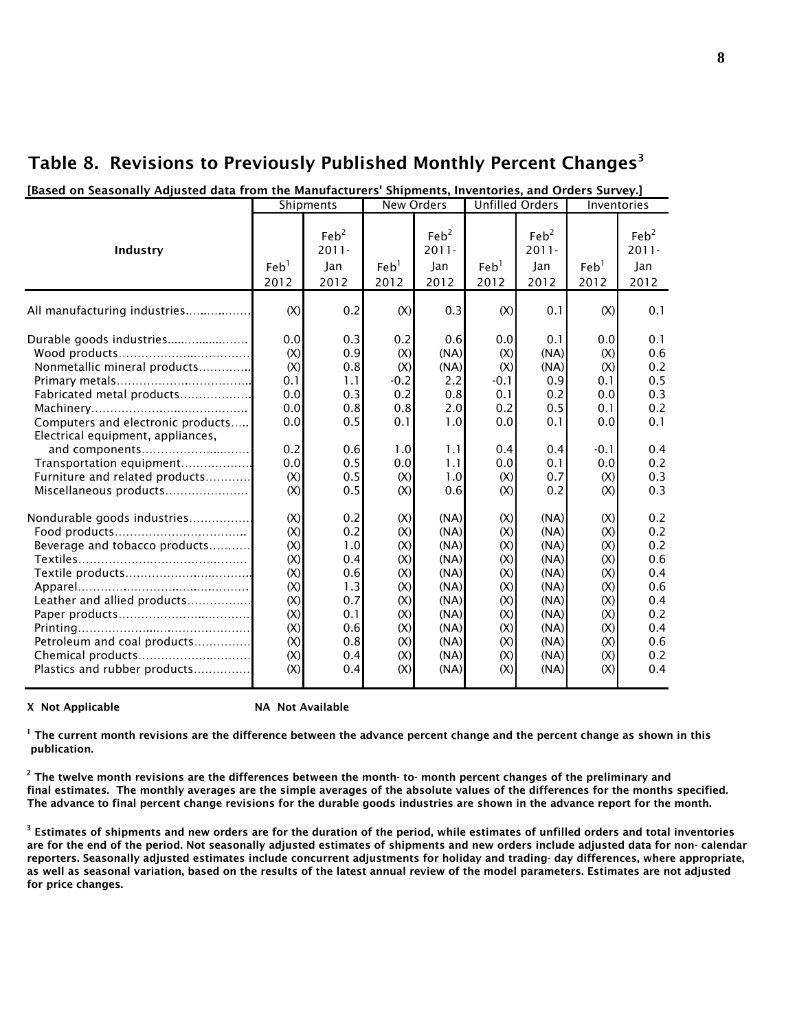## Table 8. Revisions to Previously Published Monthly Percent Changes[3]

[Based on Seasonally Adjusted data from the Manufacturers' Shipments, Inventories, and Orders Survey.]

| Industry | Shipments | | New Orders | | Unfilled Orders | | Inventories | |
|---|---|---|---|---|---|---|---|---|
| | Feb[1] 2012 | Feb[2] 2011- Jan 2012 | Feb[1] 2012 | Feb[2] 2011- Jan 2012 | Feb[1] 2012 | Feb[2] 2011- Jan 2012 | Feb[1] 2012 | Feb[2] 2011- Jan 2012 |
| All manufacturing industries | (X) | 0.2 | (X) | 0.3 | (X) | 0.1 | (X) | 0.1 |
| Durable goods industries | 0.0 | 0.3 | 0.2 | 0.6 | 0.0 | 0.1 | 0.0 | 0.1 |
| Wood products | (X) | 0.9 | (X) | (NA) | (X) | (NA) | (X) | 0.6 |
| Nonmetallic mineral products | (X) | 0.8 | (X) | (NA) | (X) | (NA) | (X) | 0.2 |
| Primary metals | 0.1 | 1.1 | -0.2 | 2.2 | -0.1 | 0.9 | 0.1 | 0.5 |
| Fabricated metal products | 0.0 | 0.3 | 0.2 | 0.8 | 0.1 | 0.2 | 0.0 | 0.3 |
| Machinery | 0.0 | 0.8 | 0.8 | 2.0 | 0.2 | 0.5 | 0.1 | 0.2 |
| Computers and electronic products | 0.0 | 0.5 | 0.1 | 1.0 | 0.0 | 0.1 | 0.0 | 0.1 |
| Electrical equipment, appliances, and components | 0.2 | 0.6 | 1.0 | 1.1 | 0.4 | 0.4 | -0.1 | 0.4 |
| Transportation equipment | 0.0 | 0.5 | 0.0 | 1.1 | 0.0 | 0.1 | 0.0 | 0.2 |
| Furniture and related products | (X) | 0.5 | (X) | 1.0 | (X) | 0.7 | (X) | 0.3 |
| Miscellaneous products | (X) | 0.5 | (X) | 0.6 | (X) | 0.2 | (X) | 0.3 |
| Nondurable goods industries | (X) | 0.2 | (X) | (NA) | (X) | (NA) | (X) | 0.2 |
| Food products | (X) | 0.2 | (X) | (NA) | (X) | (NA) | (X) | 0.2 |
| Beverage and tobacco products | (X) | 1.0 | (X) | (NA) | (X) | (NA) | (X) | 0.2 |
| Textiles | (X) | 0.4 | (X) | (NA) | (X) | (NA) | (X) | 0.6 |
| Textile products | (X) | 0.6 | (X) | (NA) | (X) | (NA) | (X) | 0.4 |
| Apparel | (X) | 1.3 | (X) | (NA) | (X) | (NA) | (X) | 0.6 |
| Leather and allied products | (X) | 0.7 | (X) | (NA) | (X) | (NA) | (X) | 0.4 |
| Paper products | (X) | 0.1 | (X) | (NA) | (X) | (NA) | (X) | 0.2 |
| Printing | (X) | 0.6 | (X) | (NA) | (X) | (NA) | (X) | 0.4 |
| Petroleum and coal products | (X) | 0.8 | (X) | (NA) | (X) | (NA) | (X) | 0.6 |
| Chemical products | (X) | 0.4 | (X) | (NA) | (X) | (NA) | (X) | 0.2 |
| Plastics and rubber products | (X) | 0.4 | (X) | (NA) | (X) | (NA) | (X) | 0.4 |

**X Not Applicable** **NA Not Available**

[1] The current month revisions are the difference between the advance percent change and the percent change as shown in this publication.

[2] The twelve month revisions are the differences between the month- to- month percent changes of the preliminary and final estimates. The monthly averages are the simple averages of the absolute values of the differences for the months specified. The advance to final percent change revisions for the durable goods industries are shown in the advance report for the month.

[3] Estimates of shipments and new orders are for the duration of the period, while estimates of unfilled orders and total inventories are for the end of the period. Not seasonally adjusted estimates of shipments and new orders include adjusted data for non- calendar reporters. Seasonally adjusted estimates include concurrent adjustments for holiday and trading- day differences, where appropriate, as well as seasonal variation, based on the results of the latest annual review of the model parameters. Estimates are not adjusted for price changes.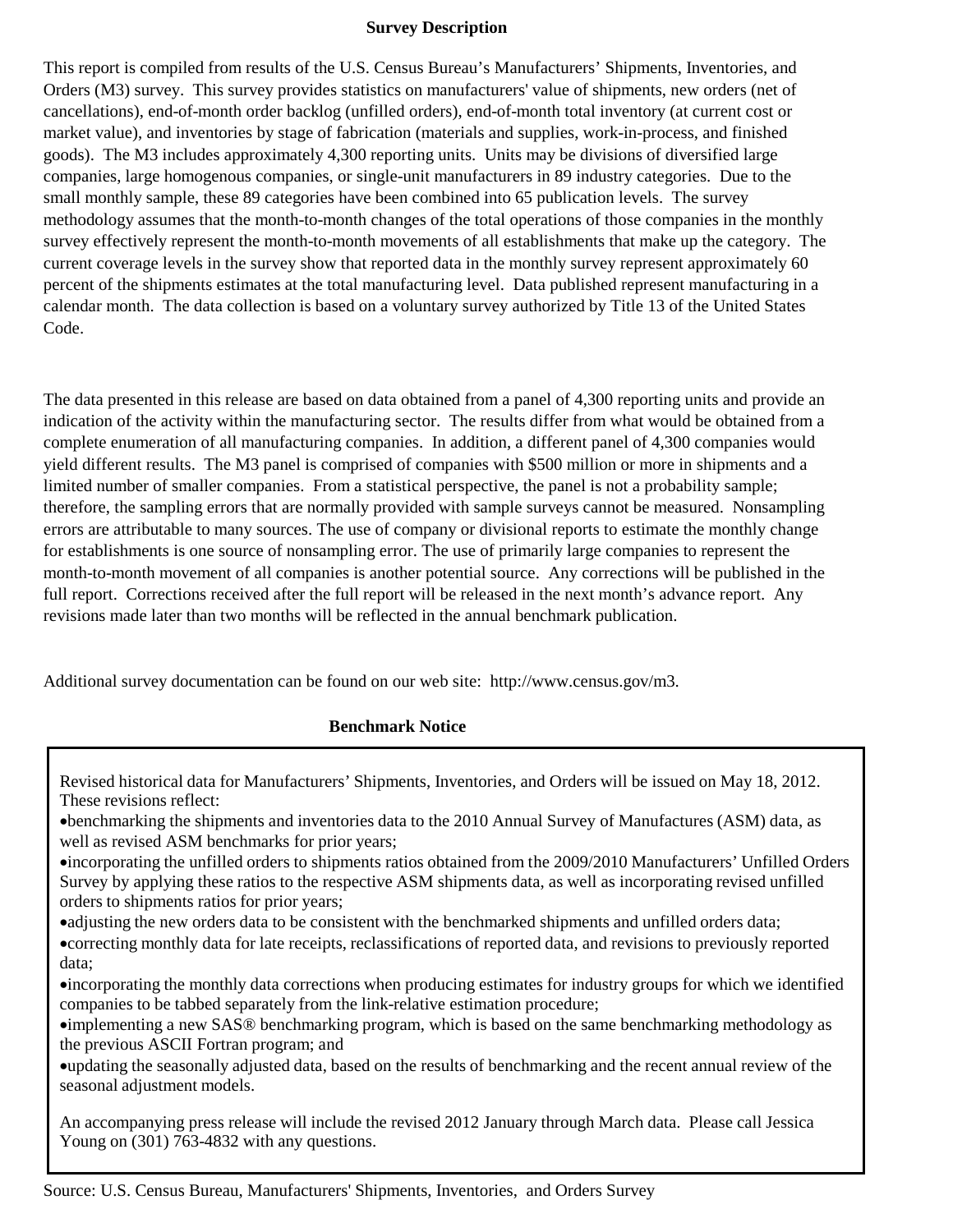## Survey Description

This report is compiled from results of the U.S. Census Bureau's Manufacturers' Shipments, Inventories, and Orders (M3) survey. This survey provides statistics on manufacturers' value of shipments, new orders (net of cancellations), end-of-month order backlog (unfilled orders), end-of-month total inventory (at current cost or market value), and inventories by stage of fabrication (materials and supplies, work-in-process, and finished goods). The M3 includes approximately 4,300 reporting units. Units may be divisions of diversified large companies, large homogenous companies, or single-unit manufacturers in 89 industry categories. Due to the small monthly sample, these 89 categories have been combined into 65 publication levels. The survey methodology assumes that the month-to-month changes of the total operations of those companies in the monthly survey effectively represent the month-to-month movements of all establishments that make up the category. The current coverage levels in the survey show that reported data in the monthly survey represent approximately 60 percent of the shipments estimates at the total manufacturing level. Data published represent manufacturing in a calendar month. The data collection is based on a voluntary survey authorized by Title 13 of the United States Code.

The data presented in this release are based on data obtained from a panel of 4,300 reporting units and provide an indication of the activity within the manufacturing sector. The results differ from what would be obtained from a complete enumeration of all manufacturing companies. In addition, a different panel of 4,300 companies would yield different results. The M3 panel is comprised of companies with $500 million or more in shipments and a limited number of smaller companies. From a statistical perspective, the panel is not a probability sample; therefore, the sampling errors that are normally provided with sample surveys cannot be measured. Nonsampling errors are attributable to many sources. The use of company or divisional reports to estimate the monthly change for establishments is one source of nonsampling error. The use of primarily large companies to represent the month-to-month movement of all companies is another potential source. Any corrections will be published in the full report. Corrections received after the full report will be released in the next month's advance report. Any revisions made later than two months will be reflected in the annual benchmark publication.

Additional survey documentation can be found on our web site: http://www.census.gov/m3.

## Benchmark Notice

Revised historical data for Manufacturers' Shipments, Inventories, and Orders will be issued on May 18, 2012. These revisions reflect:

- benchmarking the shipments and inventories data to the 2010 Annual Survey of Manufactures (ASM) data, as well as revised ASM benchmarks for prior years;
- incorporating the unfilled orders to shipments ratios obtained from the 2009/2010 Manufacturers' Unfilled Orders Survey by applying these ratios to the respective ASM shipments data, as well as incorporating revised unfilled orders to shipments ratios for prior years;
- adjusting the new orders data to be consistent with the benchmarked shipments and unfilled orders data;
- correcting monthly data for late receipts, reclassifications of reported data, and revisions to previously reported data;
- incorporating the monthly data corrections when producing estimates for industry groups for which we identified companies to be tabbed separately from the link-relative estimation procedure;
- implementing a new SAS® benchmarking program, which is based on the same benchmarking methodology as the previous ASCII Fortran program; and
- updating the seasonally adjusted data, based on the results of benchmarking and the recent annual review of the seasonal adjustment models.

An accompanying press release will include the revised 2012 January through March data. Please call Jessica Young on (301) 763-4832 with any questions.

Source: U.S. Census Bureau, Manufacturers' Shipments, Inventories, and Orders Survey